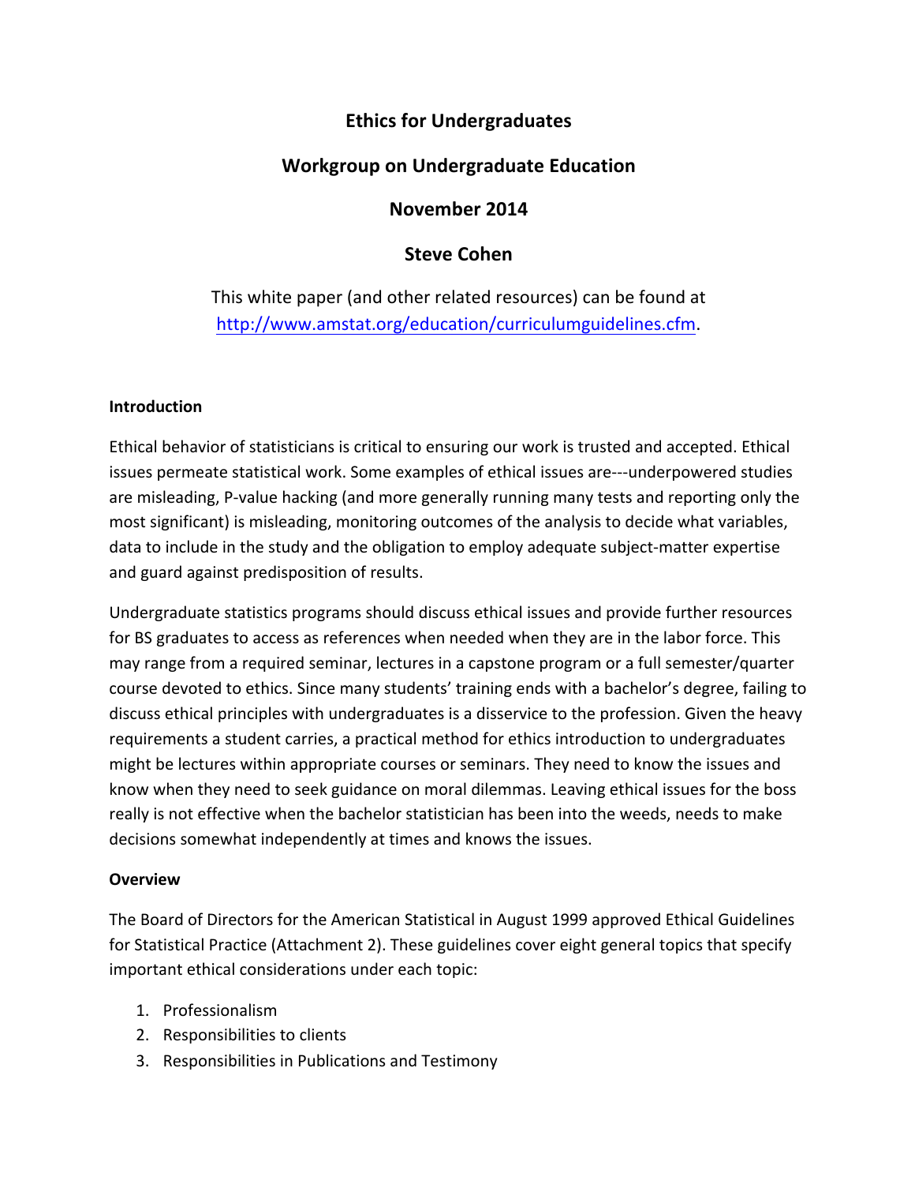# Ethics for Undergraduates

## Workgroup on Undergraduate Education

## November 2014

## Steve Cohen

This white paper (and other related resources) can be found at http://www.amstat.org/education/curriculumguidelines.cfm.

**Introduction**

Ethical behavior of statisticians is critical to ensuring our work is trusted and accepted. Ethical issues permeate statistical work. Some examples of ethical issues are---underpowered studies are misleading, P-value hacking (and more generally running many tests and reporting only the most significant) is misleading, monitoring outcomes of the analysis to decide what variables, data to include in the study and the obligation to employ adequate subject-matter expertise and guard against predisposition of results.

Undergraduate statistics programs should discuss ethical issues and provide further resources for BS graduates to access as references when needed when they are in the labor force. This may range from a required seminar, lectures in a capstone program or a full semester/quarter course devoted to ethics. Since many students' training ends with a bachelor's degree, failing to discuss ethical principles with undergraduates is a disservice to the profession. Given the heavy requirements a student carries, a practical method for ethics introduction to undergraduates might be lectures within appropriate courses or seminars. They need to know the issues and know when they need to seek guidance on moral dilemmas. Leaving ethical issues for the boss really is not effective when the bachelor statistician has been into the weeds, needs to make decisions somewhat independently at times and knows the issues.

**Overview**

The Board of Directors for the American Statistical in August 1999 approved Ethical Guidelines for Statistical Practice (Attachment 2). These guidelines cover eight general topics that specify important ethical considerations under each topic:

1. Professionalism
2. Responsibilities to clients
3. Responsibilities in Publications and Testimony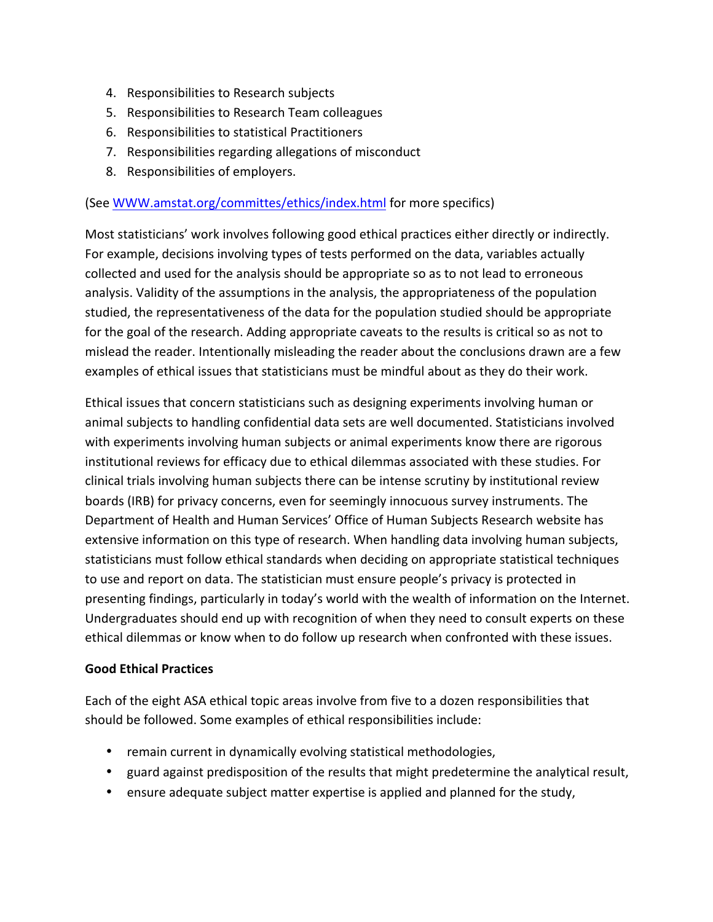4. Responsibilities to Research subjects
5. Responsibilities to Research Team colleagues
6. Responsibilities to statistical Practitioners
7. Responsibilities regarding allegations of misconduct
8. Responsibilities of employers.

(See WWW.amstat.org/committes/ethics/index.html for more specifics)

Most statisticians' work involves following good ethical practices either directly or indirectly. For example, decisions involving types of tests performed on the data, variables actually collected and used for the analysis should be appropriate so as to not lead to erroneous analysis. Validity of the assumptions in the analysis, the appropriateness of the population studied, the representativeness of the data for the population studied should be appropriate for the goal of the research. Adding appropriate caveats to the results is critical so as not to mislead the reader. Intentionally misleading the reader about the conclusions drawn are a few examples of ethical issues that statisticians must be mindful about as they do their work.

Ethical issues that concern statisticians such as designing experiments involving human or animal subjects to handling confidential data sets are well documented. Statisticians involved with experiments involving human subjects or animal experiments know there are rigorous institutional reviews for efficacy due to ethical dilemmas associated with these studies. For clinical trials involving human subjects there can be intense scrutiny by institutional review boards (IRB) for privacy concerns, even for seemingly innocuous survey instruments. The Department of Health and Human Services' Office of Human Subjects Research website has extensive information on this type of research. When handling data involving human subjects, statisticians must follow ethical standards when deciding on appropriate statistical techniques to use and report on data. The statistician must ensure people's privacy is protected in presenting findings, particularly in today's world with the wealth of information on the Internet. Undergraduates should end up with recognition of when they need to consult experts on these ethical dilemmas or know when to do follow up research when confronted with these issues.

**Good Ethical Practices**

Each of the eight ASA ethical topic areas involve from five to a dozen responsibilities that should be followed. Some examples of ethical responsibilities include:

- remain current in dynamically evolving statistical methodologies,
- guard against predisposition of the results that might predetermine the analytical result,
- ensure adequate subject matter expertise is applied and planned for the study,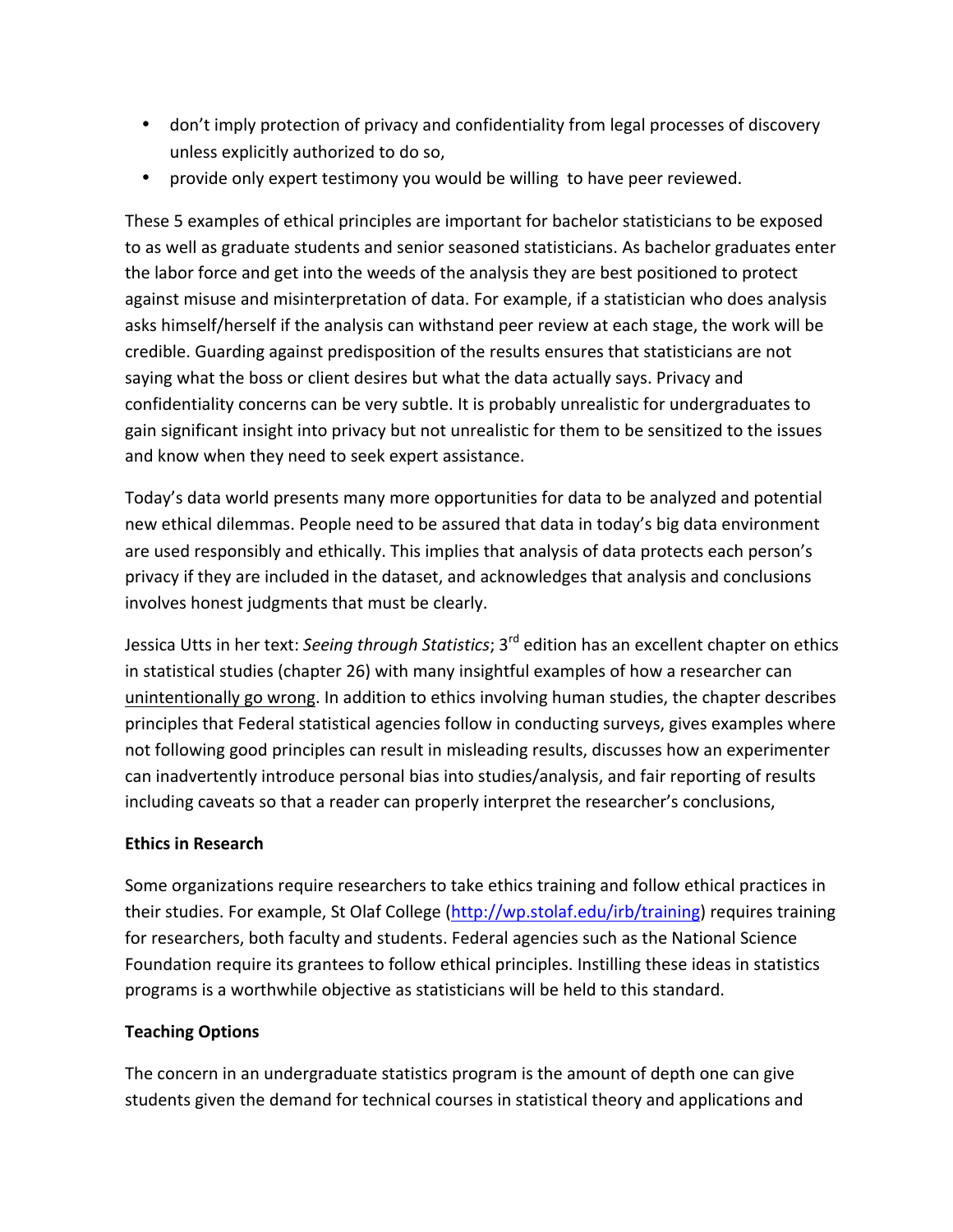- don't imply protection of privacy and confidentiality from legal processes of discovery unless explicitly authorized to do so,
- provide only expert testimony you would be willing to have peer reviewed.

These 5 examples of ethical principles are important for bachelor statisticians to be exposed to as well as graduate students and senior seasoned statisticians. As bachelor graduates enter the labor force and get into the weeds of the analysis they are best positioned to protect against misuse and misinterpretation of data. For example, if a statistician who does analysis asks himself/herself if the analysis can withstand peer review at each stage, the work will be credible. Guarding against predisposition of the results ensures that statisticians are not saying what the boss or client desires but what the data actually says. Privacy and confidentiality concerns can be very subtle. It is probably unrealistic for undergraduates to gain significant insight into privacy but not unrealistic for them to be sensitized to the issues and know when they need to seek expert assistance.

Today's data world presents many more opportunities for data to be analyzed and potential new ethical dilemmas. People need to be assured that data in today's big data environment are used responsibly and ethically. This implies that analysis of data protects each person's privacy if they are included in the dataset, and acknowledges that analysis and conclusions involves honest judgments that must be clearly.

Jessica Utts in her text: *Seeing through Statistics*; 3rd edition has an excellent chapter on ethics in statistical studies (chapter 26) with many insightful examples of how a researcher can unintentionally go wrong. In addition to ethics involving human studies, the chapter describes principles that Federal statistical agencies follow in conducting surveys, gives examples where not following good principles can result in misleading results, discusses how an experimenter can inadvertently introduce personal bias into studies/analysis, and fair reporting of results including caveats so that a reader can properly interpret the researcher's conclusions,

**Ethics in Research**

Some organizations require researchers to take ethics training and follow ethical practices in their studies. For example, St Olaf College (http://wp.stolaf.edu/irb/training) requires training for researchers, both faculty and students. Federal agencies such as the National Science Foundation require its grantees to follow ethical principles. Instilling these ideas in statistics programs is a worthwhile objective as statisticians will be held to this standard.

**Teaching Options**

The concern in an undergraduate statistics program is the amount of depth one can give students given the demand for technical courses in statistical theory and applications and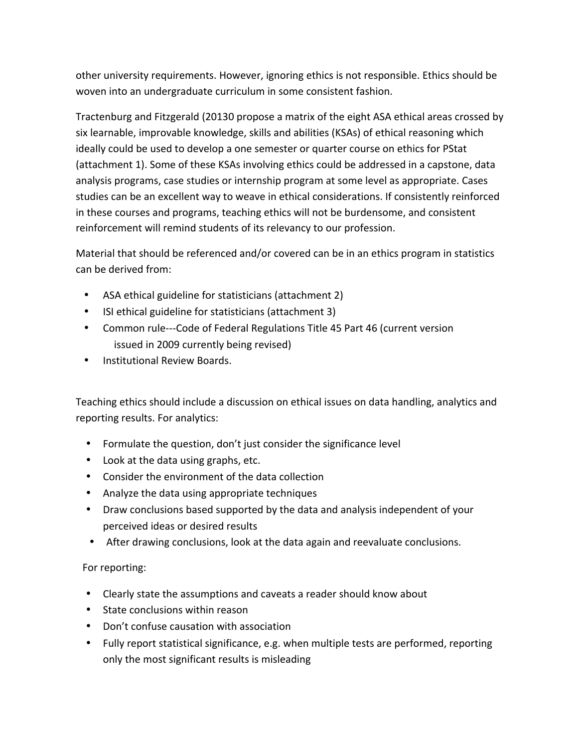other university requirements. However, ignoring ethics is not responsible. Ethics should be woven into an undergraduate curriculum in some consistent fashion.

Tractenburg and Fitzgerald (20130 propose a matrix of the eight ASA ethical areas crossed by six learnable, improvable knowledge, skills and abilities (KSAs) of ethical reasoning which ideally could be used to develop a one semester or quarter course on ethics for PStat (attachment 1). Some of these KSAs involving ethics could be addressed in a capstone, data analysis programs, case studies or internship program at some level as appropriate. Cases studies can be an excellent way to weave in ethical considerations. If consistently reinforced in these courses and programs, teaching ethics will not be burdensome, and consistent reinforcement will remind students of its relevancy to our profession.

Material that should be referenced and/or covered can be in an ethics program in statistics can be derived from:

- ASA ethical guideline for statisticians (attachment 2)
- ISI ethical guideline for statisticians (attachment 3)
- Common rule---Code of Federal Regulations Title 45 Part 46 (current version issued in 2009 currently being revised)
- Institutional Review Boards.

Teaching ethics should include a discussion on ethical issues on data handling, analytics and reporting results. For analytics:

- Formulate the question, don't just consider the significance level
- Look at the data using graphs, etc.
- Consider the environment of the data collection
- Analyze the data using appropriate techniques
- Draw conclusions based supported by the data and analysis independent of your perceived ideas or desired results
- After drawing conclusions, look at the data again and reevaluate conclusions.

For reporting:

- Clearly state the assumptions and caveats a reader should know about
- State conclusions within reason
- Don't confuse causation with association
- Fully report statistical significance, e.g. when multiple tests are performed, reporting only the most significant results is misleading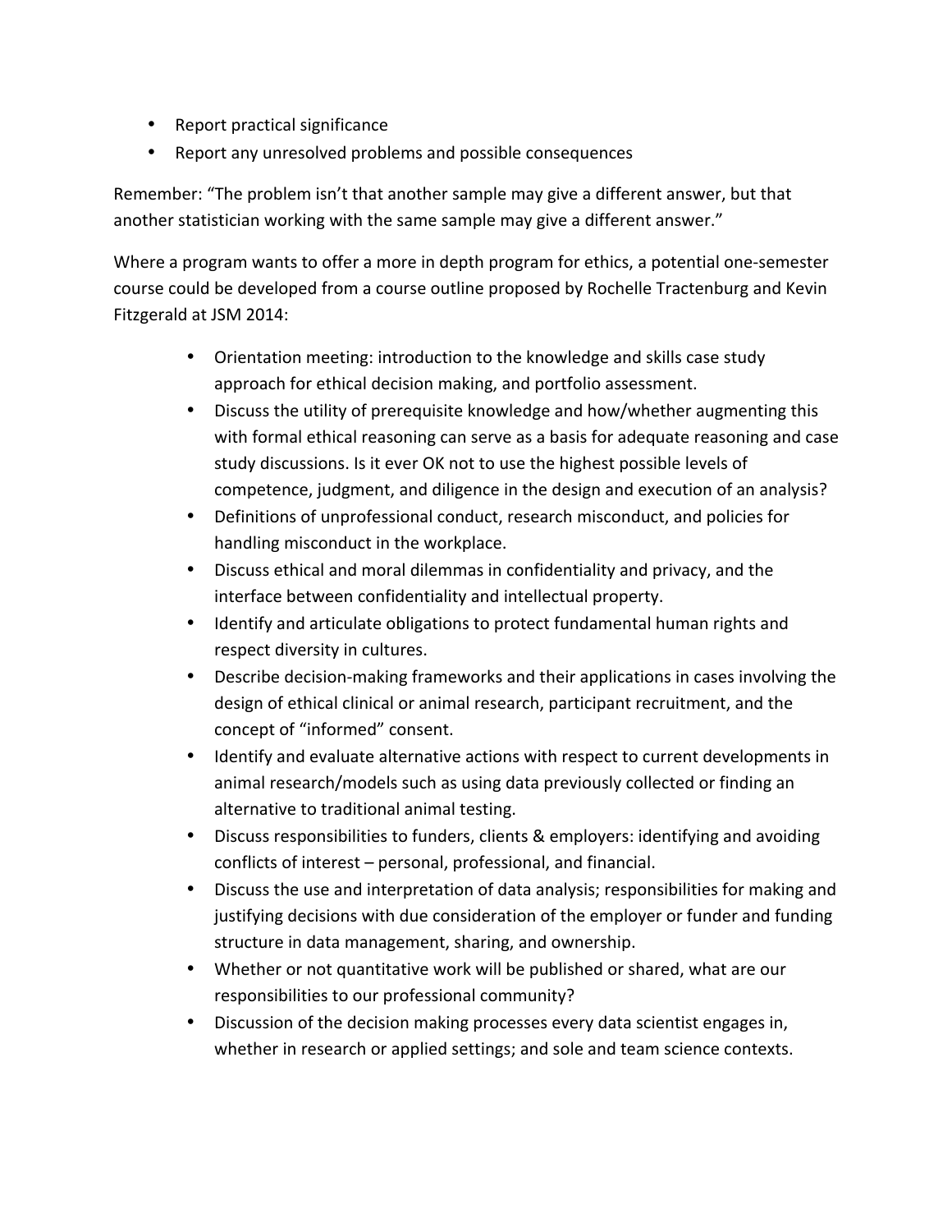- Report practical significance
- Report any unresolved problems and possible consequences

Remember: "The problem isn't that another sample may give a different answer, but that another statistician working with the same sample may give a different answer."

Where a program wants to offer a more in depth program for ethics, a potential one-semester course could be developed from a course outline proposed by Rochelle Tractenburg and Kevin Fitzgerald at JSM 2014:

- Orientation meeting: introduction to the knowledge and skills case study approach for ethical decision making, and portfolio assessment.
- Discuss the utility of prerequisite knowledge and how/whether augmenting this with formal ethical reasoning can serve as a basis for adequate reasoning and case study discussions. Is it ever OK not to use the highest possible levels of competence, judgment, and diligence in the design and execution of an analysis?
- Definitions of unprofessional conduct, research misconduct, and policies for handling misconduct in the workplace.
- Discuss ethical and moral dilemmas in confidentiality and privacy, and the interface between confidentiality and intellectual property.
- Identify and articulate obligations to protect fundamental human rights and respect diversity in cultures.
- Describe decision-making frameworks and their applications in cases involving the design of ethical clinical or animal research, participant recruitment, and the concept of "informed" consent.
- Identify and evaluate alternative actions with respect to current developments in animal research/models such as using data previously collected or finding an alternative to traditional animal testing.
- Discuss responsibilities to funders, clients & employers: identifying and avoiding conflicts of interest – personal, professional, and financial.
- Discuss the use and interpretation of data analysis; responsibilities for making and justifying decisions with due consideration of the employer or funder and funding structure in data management, sharing, and ownership.
- Whether or not quantitative work will be published or shared, what are our responsibilities to our professional community?
- Discussion of the decision making processes every data scientist engages in, whether in research or applied settings; and sole and team science contexts.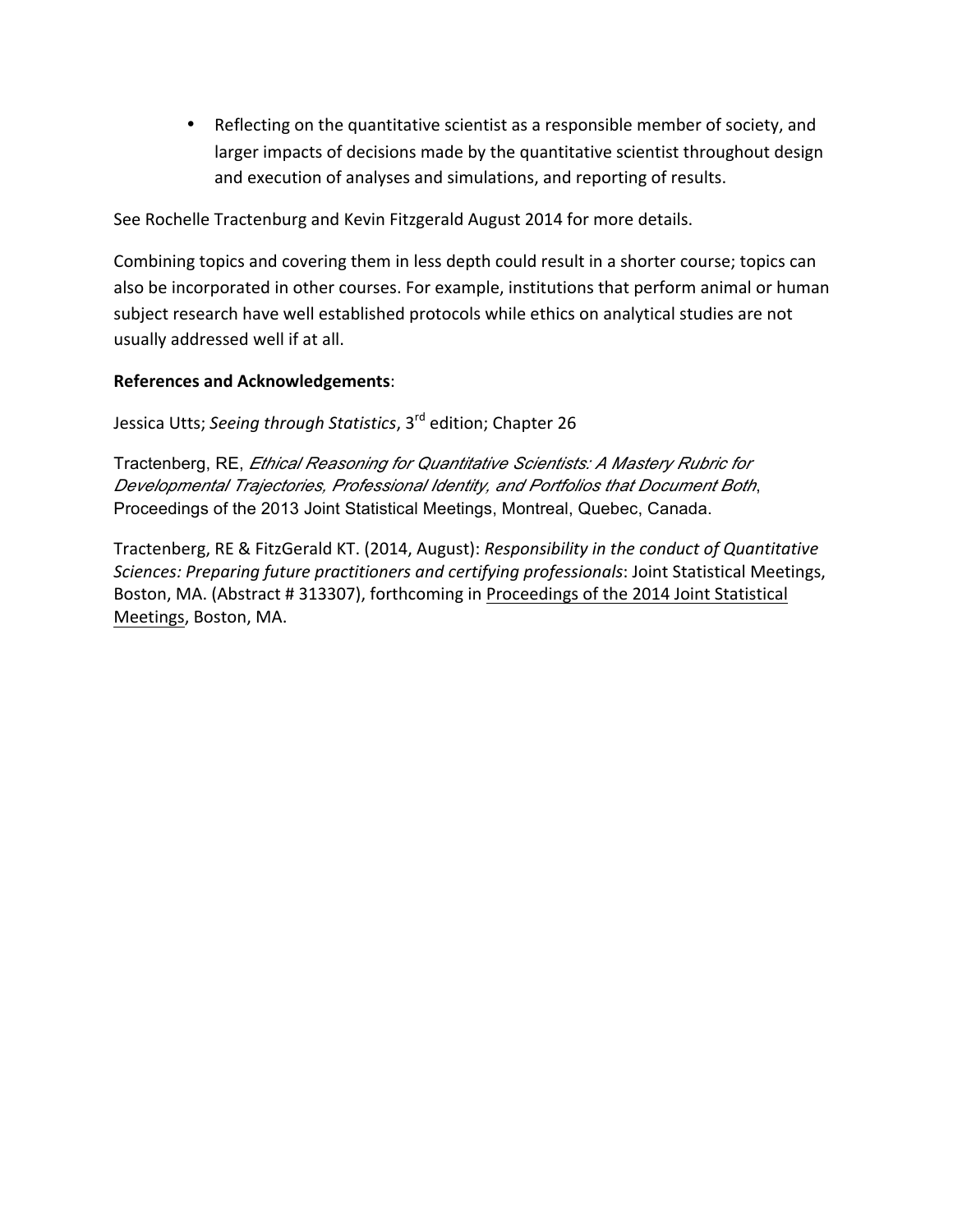- Reflecting on the quantitative scientist as a responsible member of society, and larger impacts of decisions made by the quantitative scientist throughout design and execution of analyses and simulations, and reporting of results.

See Rochelle Tractenburg and Kevin Fitzgerald August 2014 for more details.

Combining topics and covering them in less depth could result in a shorter course; topics can also be incorporated in other courses. For example, institutions that perform animal or human subject research have well established protocols while ethics on analytical studies are not usually addressed well if at all.

**References and Acknowledgements**:

Jessica Utts; *Seeing through Statistics*, 3rd edition; Chapter 26

Tractenberg, RE, *Ethical Reasoning for Quantitative Scientists: A Mastery Rubric for Developmental Trajectories, Professional Identity, and Portfolios that Document Both*, Proceedings of the 2013 Joint Statistical Meetings, Montreal, Quebec, Canada.

Tractenberg, RE & FitzGerald KT. (2014, August): *Responsibility in the conduct of Quantitative Sciences: Preparing future practitioners and certifying professionals*: Joint Statistical Meetings, Boston, MA. (Abstract # 313307), forthcoming in Proceedings of the 2014 Joint Statistical Meetings, Boston, MA.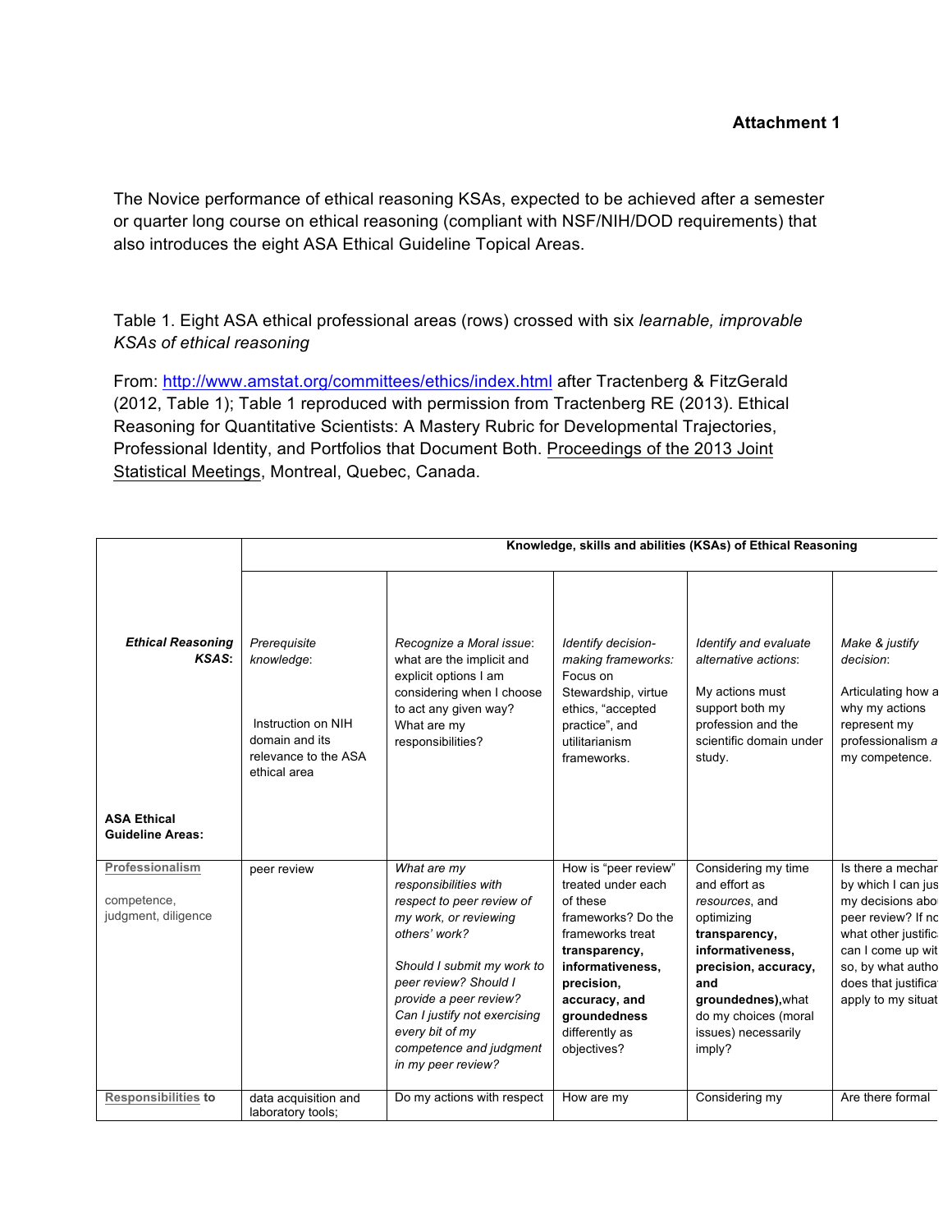**Attachment 1**

The Novice performance of ethical reasoning KSAs, expected to be achieved after a semester or quarter long course on ethical reasoning (compliant with NSF/NIH/DOD requirements) that also introduces the eight ASA Ethical Guideline Topical Areas.

Table 1. Eight ASA ethical professional areas (rows) crossed with six *learnable, improvable KSAs of ethical reasoning*

From: http://www.amstat.org/committees/ethics/index.html after Tractenberg & FitzGerald (2012, Table 1); Table 1 reproduced with permission from Tractenberg RE (2013). Ethical Reasoning for Quantitative Scientists: A Mastery Rubric for Developmental Trajectories, Professional Identity, and Portfolios that Document Both. Proceedings of the 2013 Joint Statistical Meetings, Montreal, Quebec, Canada.

| | **Knowledge, skills and abilities (KSAs) of Ethical Reasoning** | | | | |
|---|---|---|---|---|---|
| ***Ethical Reasoning KSAS*:** <br><br> **ASA Ethical Guideline Areas:** | *Prerequisite knowledge*: <br><br> Instruction on NIH domain and its relevance to the ASA ethical area | *Recognize a Moral issue*: what are the implicit and explicit options I am considering when I choose to act any given way? What are my responsibilities? | *Identify decision-making frameworks:* Focus on Stewardship, virtue ethics, "accepted practice", and utilitarianism frameworks. | *Identify and evaluate alternative actions*: <br><br> My actions must support both my profession and the scientific domain under study. | *Make & justify decision*: <br><br> Articulating how a why my actions represent my professionalism a my competence. |
| **Professionalism** <br><br> competence, judgment, diligence | peer review | *What are my responsibilities with respect to peer review of my work, or reviewing others' work?* <br><br> *Should I submit my work to peer review? Should I provide a peer review? Can I justify not exercising every bit of my competence and judgment in my peer review?* | How is "peer review" treated under each of these frameworks? Do the frameworks treat **transparency, informativeness, precision, accuracy, and groundedness** differently as objectives? | Considering my time and effort as *resources*, and optimizing **transparency, informativeness, precision, accuracy, and groundednes),** what do my choices (moral issues) necessarily imply? | Is there a mechar by which I can jus my decisions abo peer review? If no what other justifica can I come up wit so, by what autho does that justifica apply to my situat |
| **Responsibilities to** | data acquisition and laboratory tools; | Do my actions with respect | How are my | Considering my | Are there formal |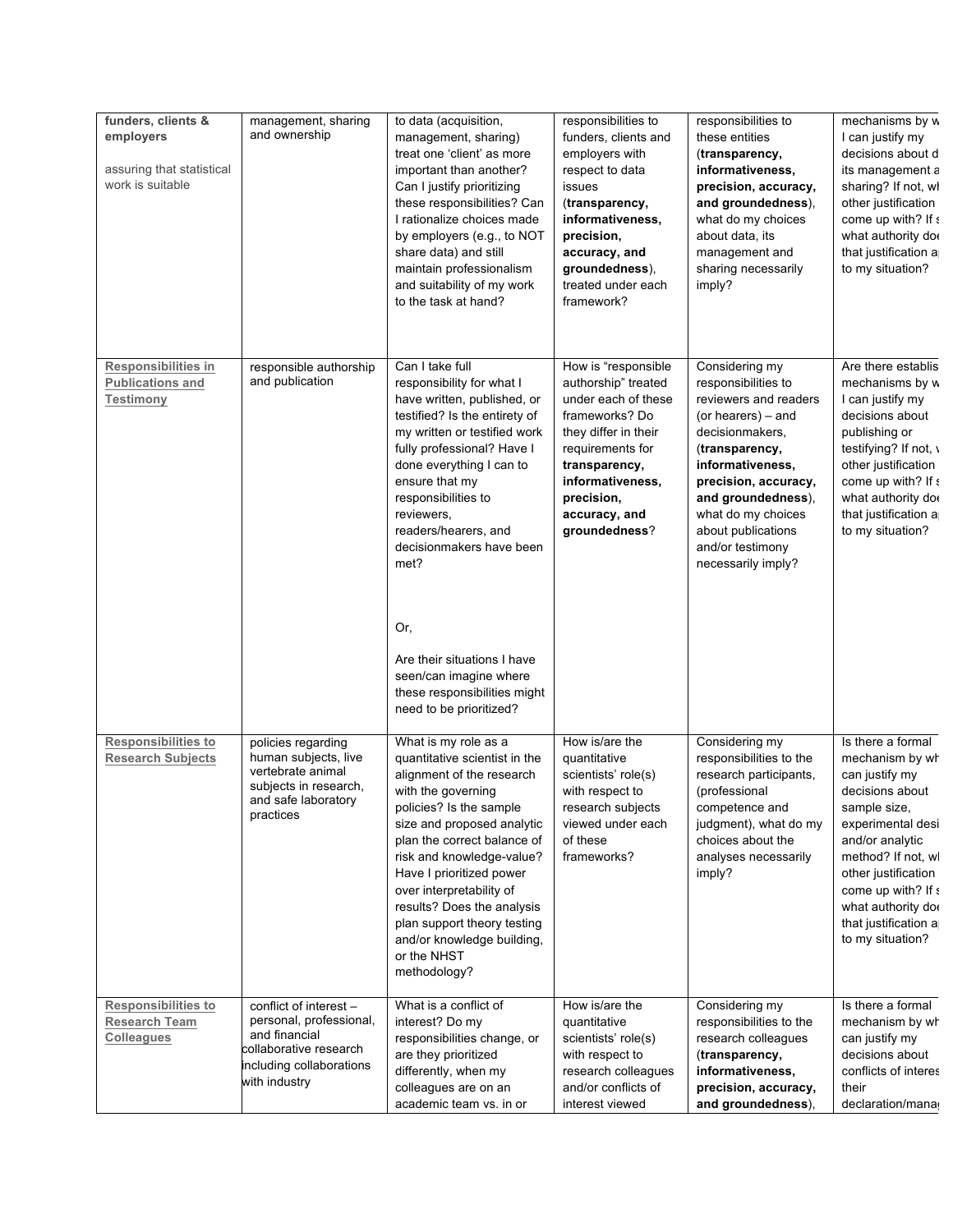| | | | | | |
|---|---|---|---|---|---|
| **funders, clients & employers**<br><br>assuring that statistical work is suitable | management, sharing and ownership | to data (acquisition, management, sharing) treat one 'client' as more important than another? Can I justify prioritizing these responsibilities? Can I rationalize choices made by employers (e.g., to NOT share data) and still maintain professionalism and suitability of my work to the task at hand? | responsibilities to funders, clients and employers with respect to data issues (**transparency, informativeness, precision, accuracy, and groundedness**), treated under each framework? | responsibilities to these entities (**transparency, informativeness, precision, accuracy, and groundedness**), what do my choices about data, its management and sharing necessarily imply? | mechanisms by w I can justify my decisions about d its management a sharing? If not, wh other justification come up with? If s what authority doe that justification a to my situation? |
| **Responsibilities in Publications and Testimony** | responsible authorship and publication | Can I take full responsibility for what I have written, published, or testified? Is the entirety of my written or testified work fully professional? Have I done everything I can to ensure that my responsibilities to reviewers, readers/hearers, and decisionmakers have been met?<br><br>Or,<br><br>Are their situations I have seen/can imagine where these responsibilities might need to be prioritized? | How is "responsible authorship" treated under each of these frameworks? Do they differ in their requirements for **transparency, informativeness, precision, accuracy, and groundedness**? | Considering my responsibilities to reviewers and readers (or hearers) – and decisionmakers, (**transparency, informativeness, precision, accuracy, and groundedness**), what do my choices about publications and/or testimony necessarily imply? | Are there establis mechanisms by w I can justify my decisions about publishing or testifying? If not, v other justification come up with? If s what authority doe that justification a to my situation? |
| **Responsibilities to Research Subjects** | policies regarding human subjects, live vertebrate animal subjects in research, and safe laboratory practices | What is my role as a quantitative scientist in the alignment of the research with the governing policies? Is the sample size and proposed analytic plan the correct balance of risk and knowledge-value? Have I prioritized power over interpretability of results? Does the analysis plan support theory testing and/or knowledge building, or the NHST methodology? | How is/are the quantitative scientists' role(s) with respect to research subjects viewed under each of these frameworks? | Considering my responsibilities to the research participants, (professional competence and judgment), what do my choices about the analyses necessarily imply? | Is there a formal mechanism by wh can justify my decisions about sample size, experimental desi and/or analytic method? If not, wh other justification come up with? If s what authority doe that justification a to my situation? |
| **Responsibilities to Research Team Colleagues** | conflict of interest – personal, professional, and financial collaborative research including collaborations with industry | What is a conflict of interest? Do my responsibilities change, or are they prioritized differently, when my colleagues are on an academic team vs. in or | How is/are the quantitative scientists' role(s) with respect to research colleagues and/or conflicts of interest viewed | Considering my responsibilities to the research colleagues (**transparency, informativeness, precision, accuracy, and groundedness**), | Is there a formal mechanism by wh can justify my decisions about conflicts of interes their declaration/mana |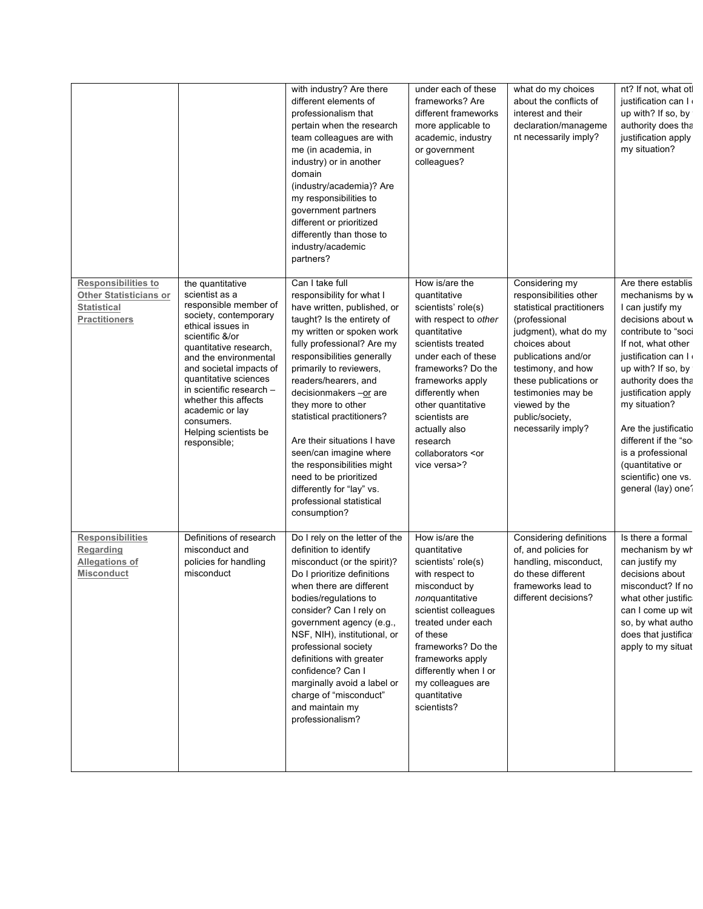| | | | | | |
|---|---|---|---|---|---|
| | | with industry? Are there different elements of professionalism that pertain when the research team colleagues are with me (in academia, in industry) or in another domain (industry/academia)? Are my responsibilities to government partners different or prioritized differently than those to industry/academic partners? | under each of these frameworks? Are different frameworks more applicable to academic, industry or government colleagues? | what do my choices about the conflicts of interest and their declaration/management necessarily imply? | nt? If not, what ot justification can I up with? If so, by authority does tha justification apply my situation? |
| **Responsibilities to Other Statisticians or Statistical Practitioners** | the quantitative scientist as a responsible member of society, contemporary ethical issues in scientific &/or quantitative research, and the environmental and societal impacts of quantitative sciences in scientific research – whether this affects academic or lay consumers. Helping scientists be responsible; | Can I take full responsibility for what I have written, published, or taught? Is the entirety of my written or spoken work fully professional? Are my responsibilities generally primarily to reviewers, readers/hearers, and decisionmakers –or are they more to other statistical practitioners?<br><br>Are their situations I have seen/can imagine where the responsibilities might need to be prioritized differently for "lay" vs. professional statistical consumption? | How is/are the quantitative scientists' role(s) with respect to *other* quantitative scientists treated under each of these frameworks? Do the frameworks apply differently when other quantitative scientists are actually also research collaborators <or vice versa>? | Considering my responsibilities other statistical practitioners (professional judgment), what do my choices about publications and/or testimony, and how these publications or testimonies may be viewed by the public/society, necessarily imply? | Are there establis mechanisms by w I can justify my decisions about w contribute to "soci If not, what other justification can I up with? If so, by authority does tha justification apply my situation?<br><br>Are the justificatio different if the "so is a professional (quantitative or scientific) one vs. general (lay) one? |
| **Responsibilities Regarding Allegations of Misconduct** | Definitions of research misconduct and policies for handling misconduct | Do I rely on the letter of the definition to identify misconduct (or the spirit)? Do I prioritize definitions when there are different bodies/regulations to consider? Can I rely on government agency (e.g., NSF, NIH), institutional, or professional society definitions with greater confidence? Can I marginally avoid a label or charge of "misconduct" and maintain my professionalism? | How is/are the quantitative scientists' role(s) with respect to misconduct by *non*quantitative scientist colleagues treated under each of these frameworks? Do the frameworks apply differently when I or my colleagues are quantitative scientists? | Considering definitions of, and policies for handling, misconduct, do these different frameworks lead to different decisions? | Is there a formal mechanism by wh can justify my decisions about misconduct? If no what other justifica can I come up wit so, by what autho does that justifica apply to my situat |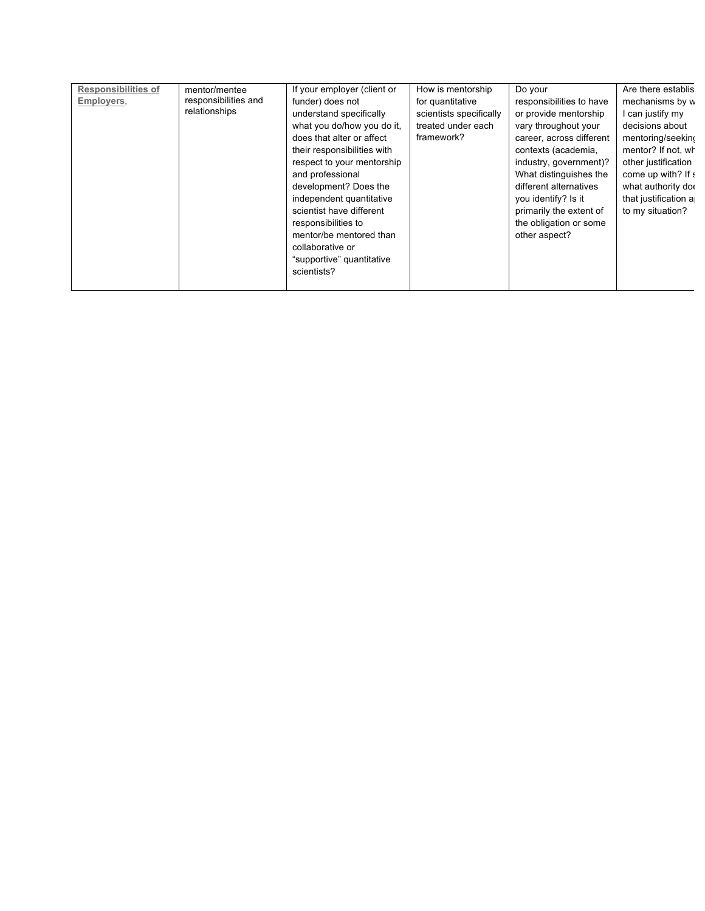| | | | | | |
|---|---|---|---|---|---|
| **Responsibilities of Employers**, | mentor/mentee responsibilities and relationships | If your employer (client or funder) does not understand specifically what you do/how you do it, does that alter or affect their responsibilities with respect to your mentorship and professional development? Does the independent quantitative scientist have different responsibilities to mentor/be mentored than collaborative or "supportive" quantitative scientists? | How is mentorship for quantitative scientists specifically treated under each framework? | Do your responsibilities to have or provide mentorship vary throughout your career, across different contexts (academia, industry, government)? What distinguishes the different alternatives you identify? Is it primarily the extent of the obligation or some other aspect? | Are there establis mechanisms by w I can justify my decisions about mentoring/seekin mentor? If not, wh other justification come up with? If s what authority doe that justification a to my situation? |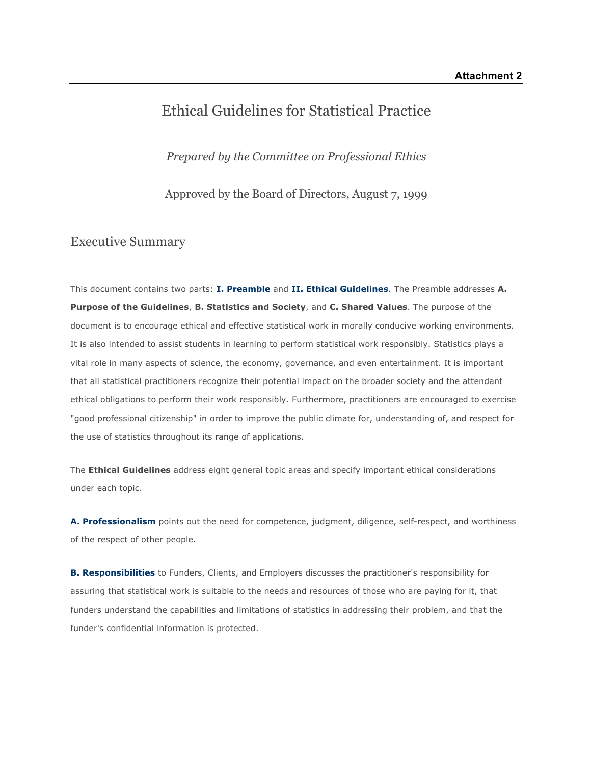**Attachment 2**

# Ethical Guidelines for Statistical Practice

*Prepared by the Committee on Professional Ethics*

Approved by the Board of Directors, August 7, 1999

## Executive Summary

This document contains two parts: **I. Preamble** and **II. Ethical Guidelines**. The Preamble addresses **A. Purpose of the Guidelines**, **B. Statistics and Society**, and **C. Shared Values**. The purpose of the document is to encourage ethical and effective statistical work in morally conducive working environments. It is also intended to assist students in learning to perform statistical work responsibly. Statistics plays a vital role in many aspects of science, the economy, governance, and even entertainment. It is important that all statistical practitioners recognize their potential impact on the broader society and the attendant ethical obligations to perform their work responsibly. Furthermore, practitioners are encouraged to exercise "good professional citizenship" in order to improve the public climate for, understanding of, and respect for the use of statistics throughout its range of applications.

The **Ethical Guidelines** address eight general topic areas and specify important ethical considerations under each topic.

**A. Professionalism** points out the need for competence, judgment, diligence, self-respect, and worthiness of the respect of other people.

**B. Responsibilities** to Funders, Clients, and Employers discusses the practitioner's responsibility for assuring that statistical work is suitable to the needs and resources of those who are paying for it, that funders understand the capabilities and limitations of statistics in addressing their problem, and that the funder's confidential information is protected.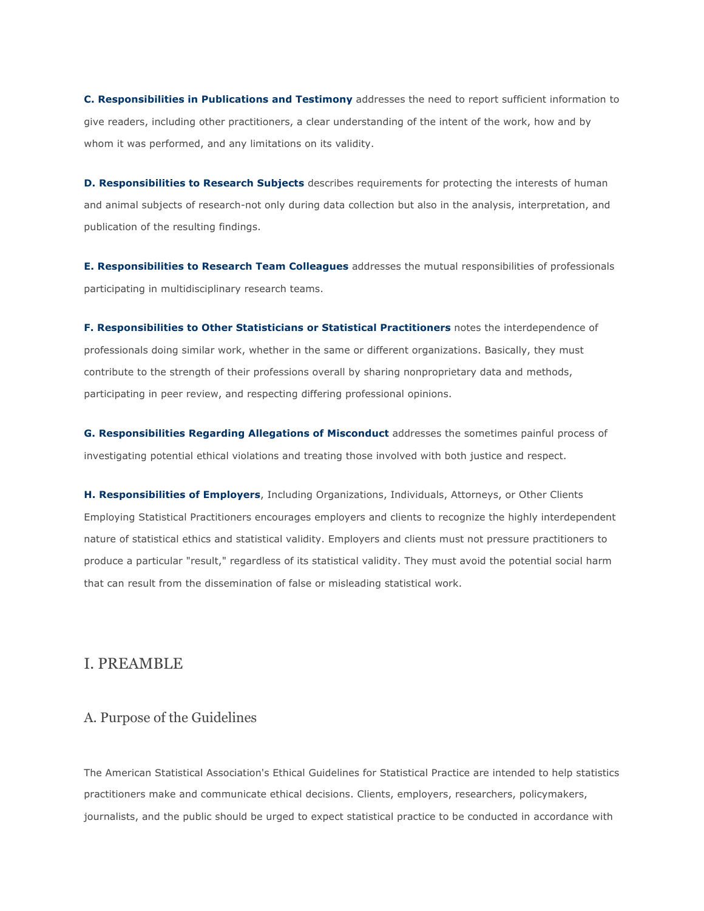**C. Responsibilities in Publications and Testimony** addresses the need to report sufficient information to give readers, including other practitioners, a clear understanding of the intent of the work, how and by whom it was performed, and any limitations on its validity.

**D. Responsibilities to Research Subjects** describes requirements for protecting the interests of human and animal subjects of research-not only during data collection but also in the analysis, interpretation, and publication of the resulting findings.

**E. Responsibilities to Research Team Colleagues** addresses the mutual responsibilities of professionals participating in multidisciplinary research teams.

**F. Responsibilities to Other Statisticians or Statistical Practitioners** notes the interdependence of professionals doing similar work, whether in the same or different organizations. Basically, they must contribute to the strength of their professions overall by sharing nonproprietary data and methods, participating in peer review, and respecting differing professional opinions.

**G. Responsibilities Regarding Allegations of Misconduct** addresses the sometimes painful process of investigating potential ethical violations and treating those involved with both justice and respect.

**H. Responsibilities of Employers**, Including Organizations, Individuals, Attorneys, or Other Clients Employing Statistical Practitioners encourages employers and clients to recognize the highly interdependent nature of statistical ethics and statistical validity. Employers and clients must not pressure practitioners to produce a particular "result," regardless of its statistical validity. They must avoid the potential social harm that can result from the dissemination of false or misleading statistical work.

## I. PREAMBLE

### A. Purpose of the Guidelines

The American Statistical Association's Ethical Guidelines for Statistical Practice are intended to help statistics practitioners make and communicate ethical decisions. Clients, employers, researchers, policymakers, journalists, and the public should be urged to expect statistical practice to be conducted in accordance with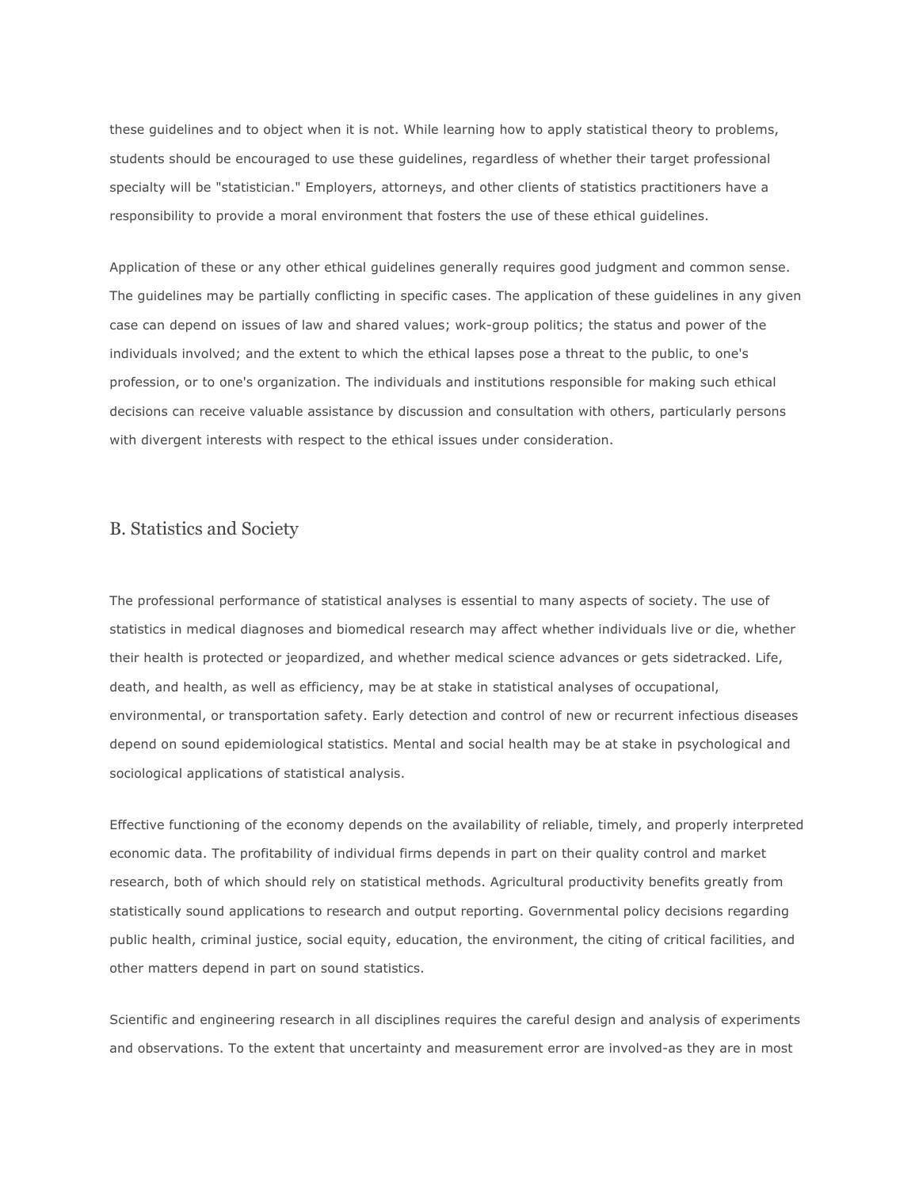these guidelines and to object when it is not. While learning how to apply statistical theory to problems, students should be encouraged to use these guidelines, regardless of whether their target professional specialty will be "statistician." Employers, attorneys, and other clients of statistics practitioners have a responsibility to provide a moral environment that fosters the use of these ethical guidelines.

Application of these or any other ethical guidelines generally requires good judgment and common sense. The guidelines may be partially conflicting in specific cases. The application of these guidelines in any given case can depend on issues of law and shared values; work-group politics; the status and power of the individuals involved; and the extent to which the ethical lapses pose a threat to the public, to one's profession, or to one's organization. The individuals and institutions responsible for making such ethical decisions can receive valuable assistance by discussion and consultation with others, particularly persons with divergent interests with respect to the ethical issues under consideration.

## B. Statistics and Society

The professional performance of statistical analyses is essential to many aspects of society. The use of statistics in medical diagnoses and biomedical research may affect whether individuals live or die, whether their health is protected or jeopardized, and whether medical science advances or gets sidetracked. Life, death, and health, as well as efficiency, may be at stake in statistical analyses of occupational, environmental, or transportation safety. Early detection and control of new or recurrent infectious diseases depend on sound epidemiological statistics. Mental and social health may be at stake in psychological and sociological applications of statistical analysis.

Effective functioning of the economy depends on the availability of reliable, timely, and properly interpreted economic data. The profitability of individual firms depends in part on their quality control and market research, both of which should rely on statistical methods. Agricultural productivity benefits greatly from statistically sound applications to research and output reporting. Governmental policy decisions regarding public health, criminal justice, social equity, education, the environment, the citing of critical facilities, and other matters depend in part on sound statistics.

Scientific and engineering research in all disciplines requires the careful design and analysis of experiments and observations. To the extent that uncertainty and measurement error are involved-as they are in most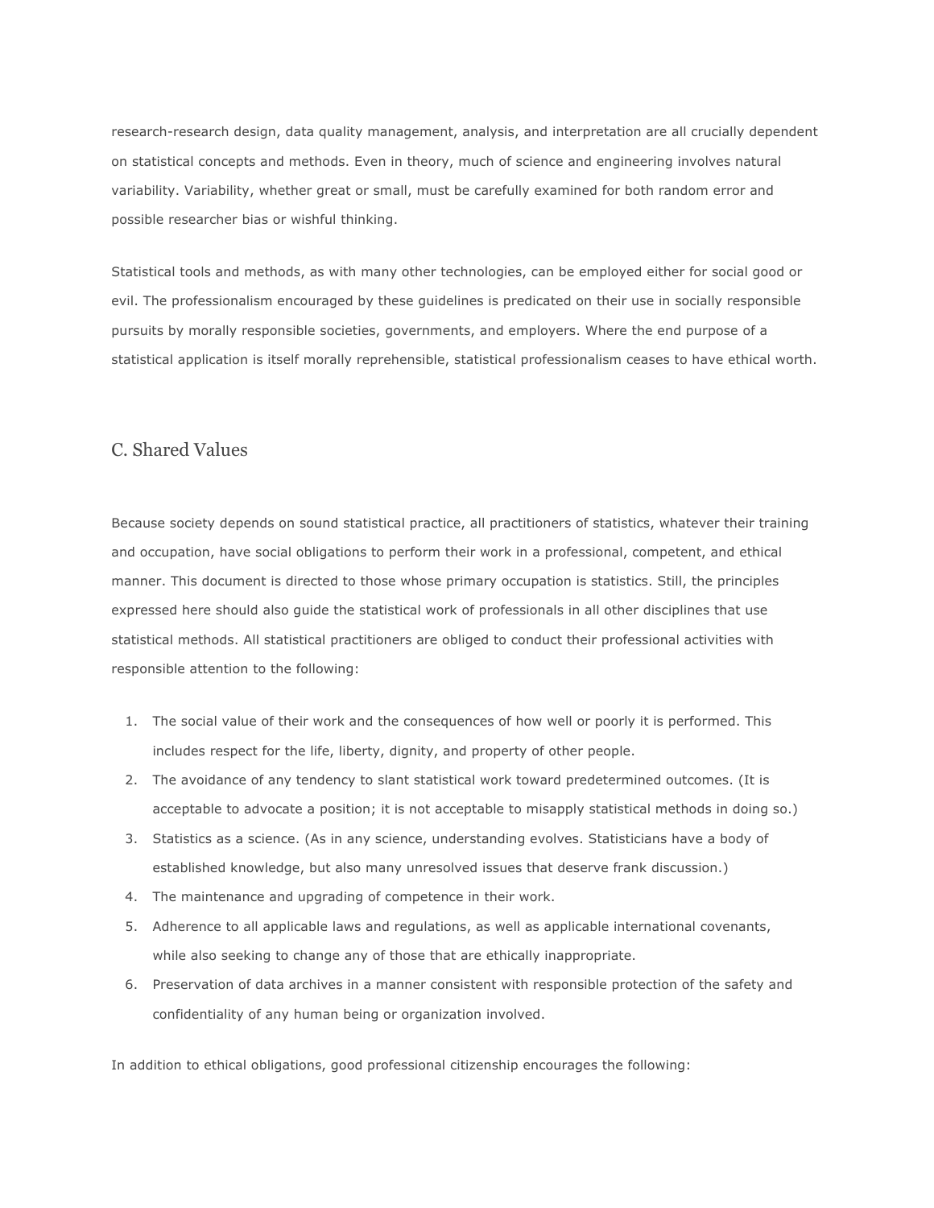research-research design, data quality management, analysis, and interpretation are all crucially dependent on statistical concepts and methods. Even in theory, much of science and engineering involves natural variability. Variability, whether great or small, must be carefully examined for both random error and possible researcher bias or wishful thinking.

Statistical tools and methods, as with many other technologies, can be employed either for social good or evil. The professionalism encouraged by these guidelines is predicated on their use in socially responsible pursuits by morally responsible societies, governments, and employers. Where the end purpose of a statistical application is itself morally reprehensible, statistical professionalism ceases to have ethical worth.

## C. Shared Values

Because society depends on sound statistical practice, all practitioners of statistics, whatever their training and occupation, have social obligations to perform their work in a professional, competent, and ethical manner. This document is directed to those whose primary occupation is statistics. Still, the principles expressed here should also guide the statistical work of professionals in all other disciplines that use statistical methods. All statistical practitioners are obliged to conduct their professional activities with responsible attention to the following:

1. The social value of their work and the consequences of how well or poorly it is performed. This includes respect for the life, liberty, dignity, and property of other people.
2. The avoidance of any tendency to slant statistical work toward predetermined outcomes. (It is acceptable to advocate a position; it is not acceptable to misapply statistical methods in doing so.)
3. Statistics as a science. (As in any science, understanding evolves. Statisticians have a body of established knowledge, but also many unresolved issues that deserve frank discussion.)
4. The maintenance and upgrading of competence in their work.
5. Adherence to all applicable laws and regulations, as well as applicable international covenants, while also seeking to change any of those that are ethically inappropriate.
6. Preservation of data archives in a manner consistent with responsible protection of the safety and confidentiality of any human being or organization involved.

In addition to ethical obligations, good professional citizenship encourages the following: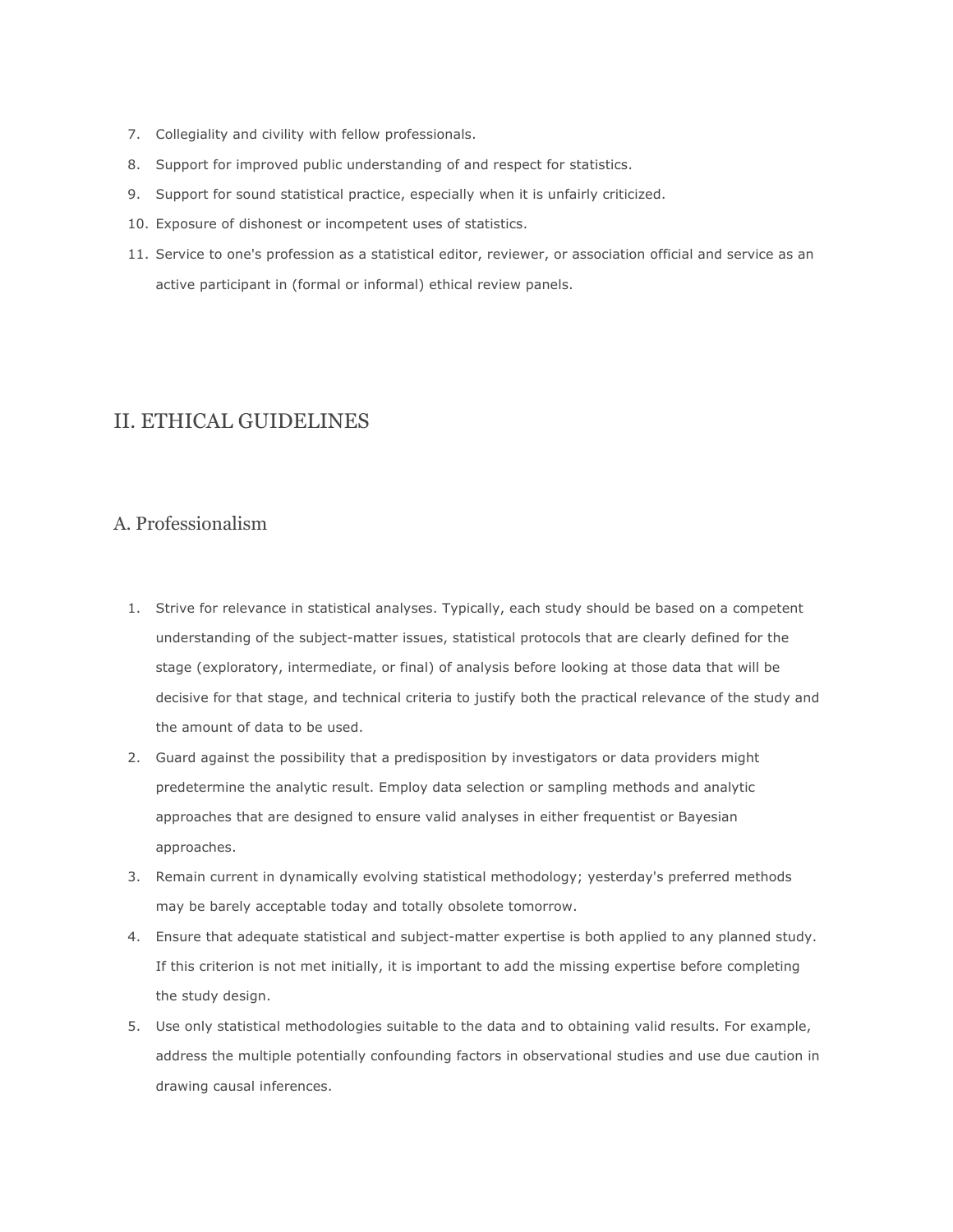7. Collegiality and civility with fellow professionals.
8. Support for improved public understanding of and respect for statistics.
9. Support for sound statistical practice, especially when it is unfairly criticized.
10. Exposure of dishonest or incompetent uses of statistics.
11. Service to one's profession as a statistical editor, reviewer, or association official and service as an active participant in (formal or informal) ethical review panels.

## II. ETHICAL GUIDELINES

### A. Professionalism

1. Strive for relevance in statistical analyses. Typically, each study should be based on a competent understanding of the subject-matter issues, statistical protocols that are clearly defined for the stage (exploratory, intermediate, or final) of analysis before looking at those data that will be decisive for that stage, and technical criteria to justify both the practical relevance of the study and the amount of data to be used.
2. Guard against the possibility that a predisposition by investigators or data providers might predetermine the analytic result. Employ data selection or sampling methods and analytic approaches that are designed to ensure valid analyses in either frequentist or Bayesian approaches.
3. Remain current in dynamically evolving statistical methodology; yesterday's preferred methods may be barely acceptable today and totally obsolete tomorrow.
4. Ensure that adequate statistical and subject-matter expertise is both applied to any planned study. If this criterion is not met initially, it is important to add the missing expertise before completing the study design.
5. Use only statistical methodologies suitable to the data and to obtaining valid results. For example, address the multiple potentially confounding factors in observational studies and use due caution in drawing causal inferences.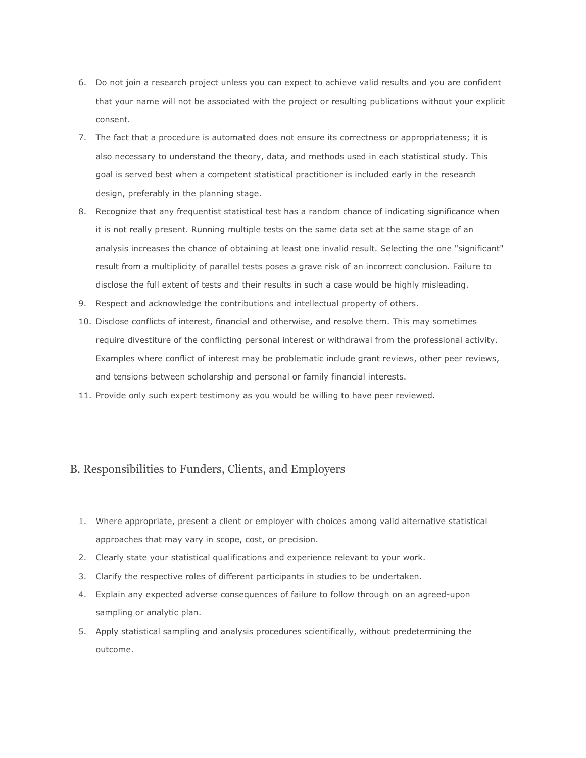6. Do not join a research project unless you can expect to achieve valid results and you are confident that your name will not be associated with the project or resulting publications without your explicit consent.
7. The fact that a procedure is automated does not ensure its correctness or appropriateness; it is also necessary to understand the theory, data, and methods used in each statistical study. This goal is served best when a competent statistical practitioner is included early in the research design, preferably in the planning stage.
8. Recognize that any frequentist statistical test has a random chance of indicating significance when it is not really present. Running multiple tests on the same data set at the same stage of an analysis increases the chance of obtaining at least one invalid result. Selecting the one "significant" result from a multiplicity of parallel tests poses a grave risk of an incorrect conclusion. Failure to disclose the full extent of tests and their results in such a case would be highly misleading.
9. Respect and acknowledge the contributions and intellectual property of others.
10. Disclose conflicts of interest, financial and otherwise, and resolve them. This may sometimes require divestiture of the conflicting personal interest or withdrawal from the professional activity. Examples where conflict of interest may be problematic include grant reviews, other peer reviews, and tensions between scholarship and personal or family financial interests.
11. Provide only such expert testimony as you would be willing to have peer reviewed.

## B. Responsibilities to Funders, Clients, and Employers

1. Where appropriate, present a client or employer with choices among valid alternative statistical approaches that may vary in scope, cost, or precision.
2. Clearly state your statistical qualifications and experience relevant to your work.
3. Clarify the respective roles of different participants in studies to be undertaken.
4. Explain any expected adverse consequences of failure to follow through on an agreed-upon sampling or analytic plan.
5. Apply statistical sampling and analysis procedures scientifically, without predetermining the outcome.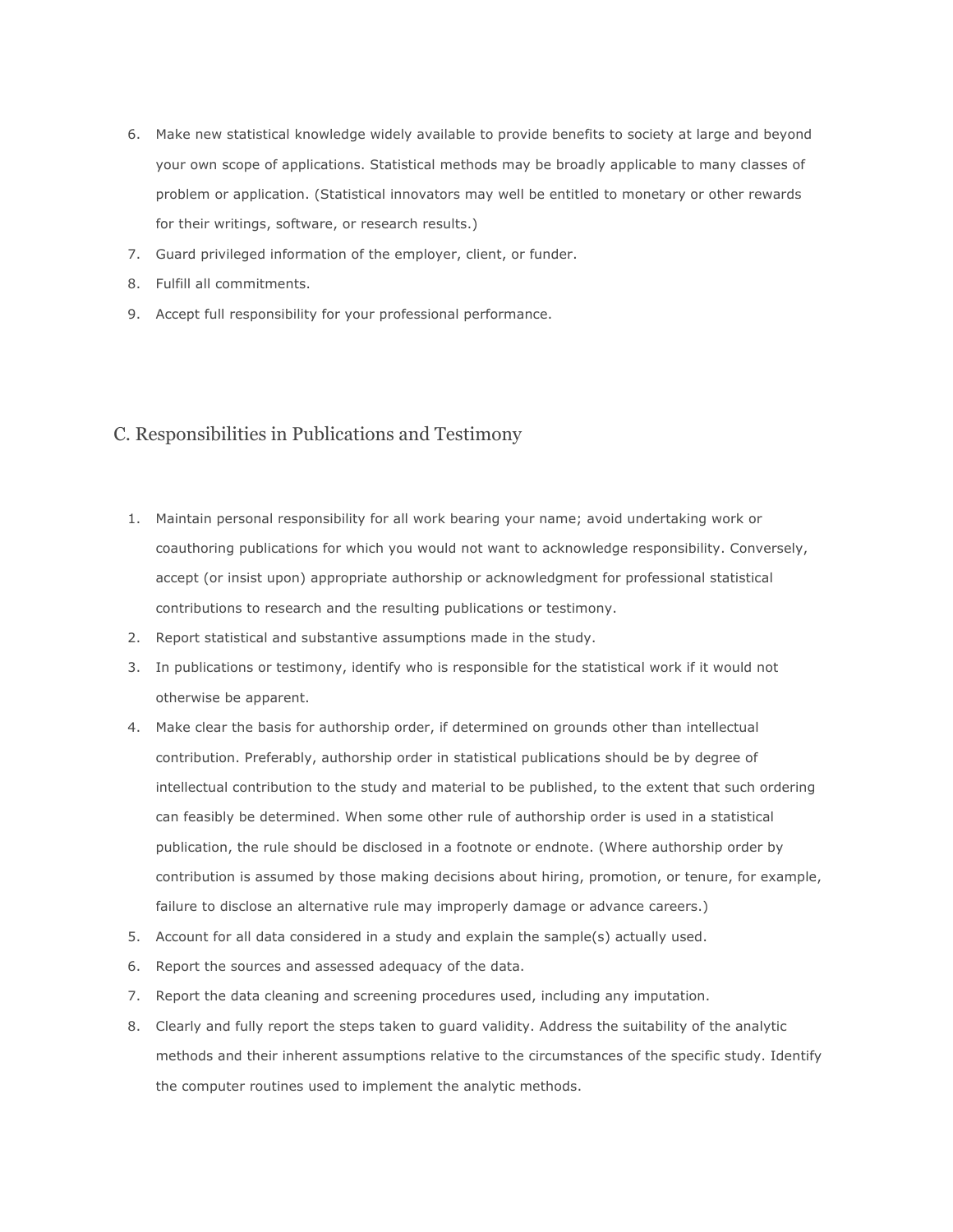6. Make new statistical knowledge widely available to provide benefits to society at large and beyond your own scope of applications. Statistical methods may be broadly applicable to many classes of problem or application. (Statistical innovators may well be entitled to monetary or other rewards for their writings, software, or research results.)
7. Guard privileged information of the employer, client, or funder.
8. Fulfill all commitments.
9. Accept full responsibility for your professional performance.

## C. Responsibilities in Publications and Testimony

1. Maintain personal responsibility for all work bearing your name; avoid undertaking work or coauthoring publications for which you would not want to acknowledge responsibility. Conversely, accept (or insist upon) appropriate authorship or acknowledgment for professional statistical contributions to research and the resulting publications or testimony.
2. Report statistical and substantive assumptions made in the study.
3. In publications or testimony, identify who is responsible for the statistical work if it would not otherwise be apparent.
4. Make clear the basis for authorship order, if determined on grounds other than intellectual contribution. Preferably, authorship order in statistical publications should be by degree of intellectual contribution to the study and material to be published, to the extent that such ordering can feasibly be determined. When some other rule of authorship order is used in a statistical publication, the rule should be disclosed in a footnote or endnote. (Where authorship order by contribution is assumed by those making decisions about hiring, promotion, or tenure, for example, failure to disclose an alternative rule may improperly damage or advance careers.)
5. Account for all data considered in a study and explain the sample(s) actually used.
6. Report the sources and assessed adequacy of the data.
7. Report the data cleaning and screening procedures used, including any imputation.
8. Clearly and fully report the steps taken to guard validity. Address the suitability of the analytic methods and their inherent assumptions relative to the circumstances of the specific study. Identify the computer routines used to implement the analytic methods.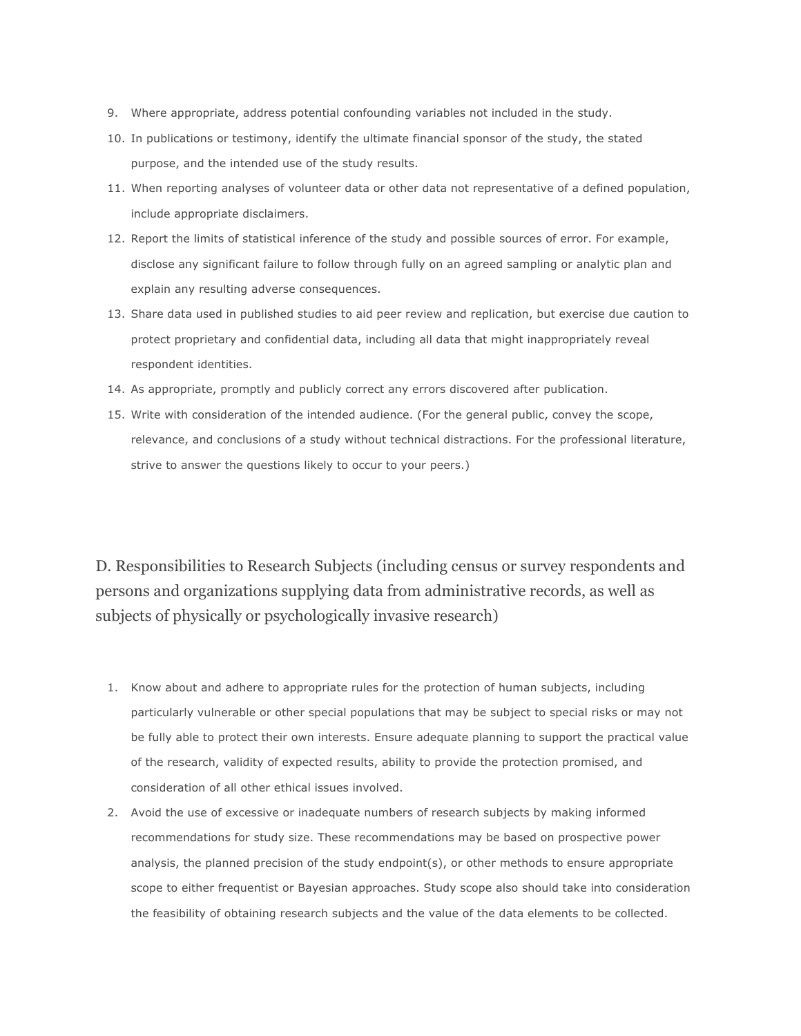9. Where appropriate, address potential confounding variables not included in the study.
10. In publications or testimony, identify the ultimate financial sponsor of the study, the stated purpose, and the intended use of the study results.
11. When reporting analyses of volunteer data or other data not representative of a defined population, include appropriate disclaimers.
12. Report the limits of statistical inference of the study and possible sources of error. For example, disclose any significant failure to follow through fully on an agreed sampling or analytic plan and explain any resulting adverse consequences.
13. Share data used in published studies to aid peer review and replication, but exercise due caution to protect proprietary and confidential data, including all data that might inappropriately reveal respondent identities.
14. As appropriate, promptly and publicly correct any errors discovered after publication.
15. Write with consideration of the intended audience. (For the general public, convey the scope, relevance, and conclusions of a study without technical distractions. For the professional literature, strive to answer the questions likely to occur to your peers.)

## D. Responsibilities to Research Subjects (including census or survey respondents and persons and organizations supplying data from administrative records, as well as subjects of physically or psychologically invasive research)

1. Know about and adhere to appropriate rules for the protection of human subjects, including particularly vulnerable or other special populations that may be subject to special risks or may not be fully able to protect their own interests. Ensure adequate planning to support the practical value of the research, validity of expected results, ability to provide the protection promised, and consideration of all other ethical issues involved.
2. Avoid the use of excessive or inadequate numbers of research subjects by making informed recommendations for study size. These recommendations may be based on prospective power analysis, the planned precision of the study endpoint(s), or other methods to ensure appropriate scope to either frequentist or Bayesian approaches. Study scope also should take into consideration the feasibility of obtaining research subjects and the value of the data elements to be collected.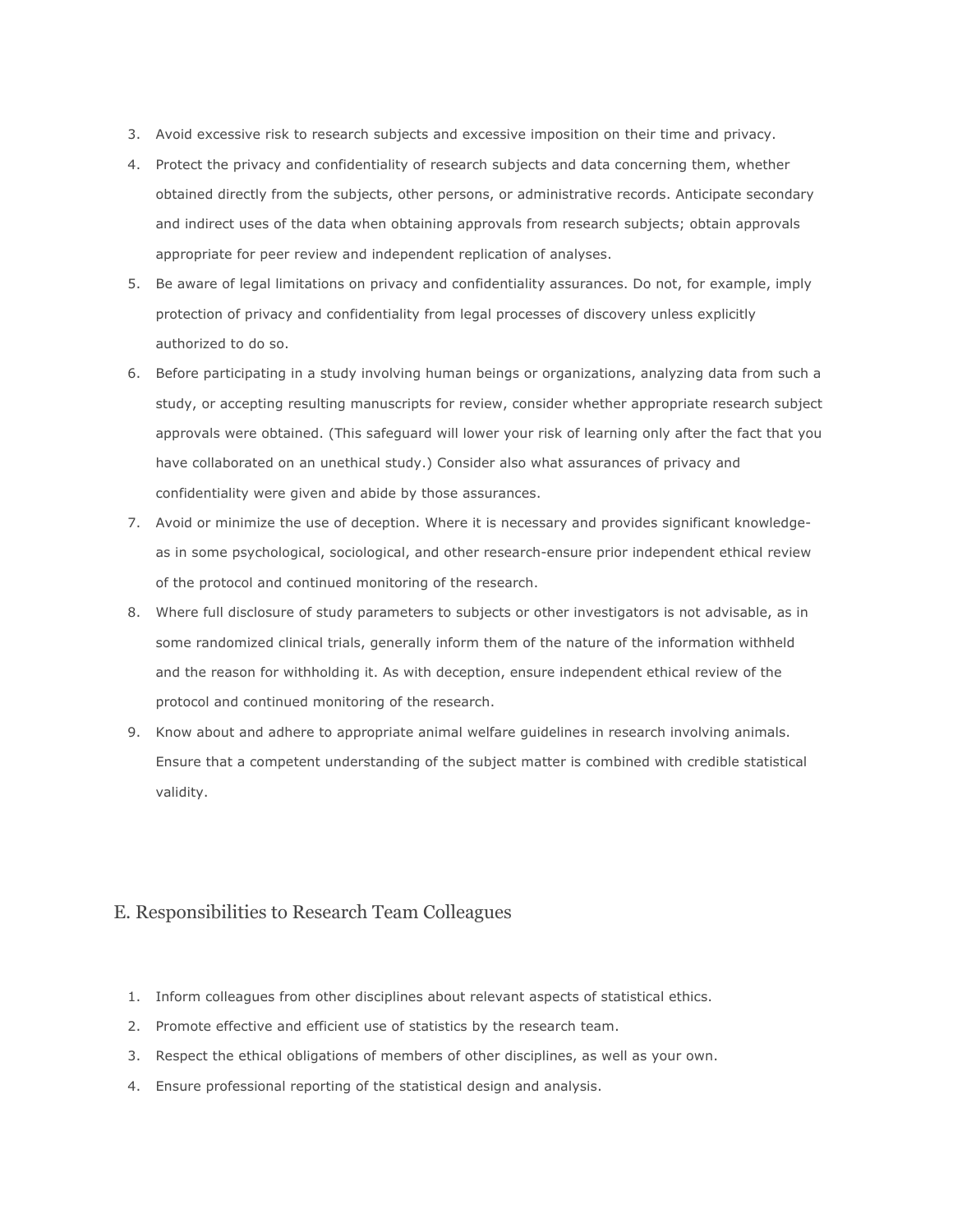3. Avoid excessive risk to research subjects and excessive imposition on their time and privacy.
4. Protect the privacy and confidentiality of research subjects and data concerning them, whether obtained directly from the subjects, other persons, or administrative records. Anticipate secondary and indirect uses of the data when obtaining approvals from research subjects; obtain approvals appropriate for peer review and independent replication of analyses.
5. Be aware of legal limitations on privacy and confidentiality assurances. Do not, for example, imply protection of privacy and confidentiality from legal processes of discovery unless explicitly authorized to do so.
6. Before participating in a study involving human beings or organizations, analyzing data from such a study, or accepting resulting manuscripts for review, consider whether appropriate research subject approvals were obtained. (This safeguard will lower your risk of learning only after the fact that you have collaborated on an unethical study.) Consider also what assurances of privacy and confidentiality were given and abide by those assurances.
7. Avoid or minimize the use of deception. Where it is necessary and provides significant knowledge-as in some psychological, sociological, and other research-ensure prior independent ethical review of the protocol and continued monitoring of the research.
8. Where full disclosure of study parameters to subjects or other investigators is not advisable, as in some randomized clinical trials, generally inform them of the nature of the information withheld and the reason for withholding it. As with deception, ensure independent ethical review of the protocol and continued monitoring of the research.
9. Know about and adhere to appropriate animal welfare guidelines in research involving animals. Ensure that a competent understanding of the subject matter is combined with credible statistical validity.

## E. Responsibilities to Research Team Colleagues

1. Inform colleagues from other disciplines about relevant aspects of statistical ethics.
2. Promote effective and efficient use of statistics by the research team.
3. Respect the ethical obligations of members of other disciplines, as well as your own.
4. Ensure professional reporting of the statistical design and analysis.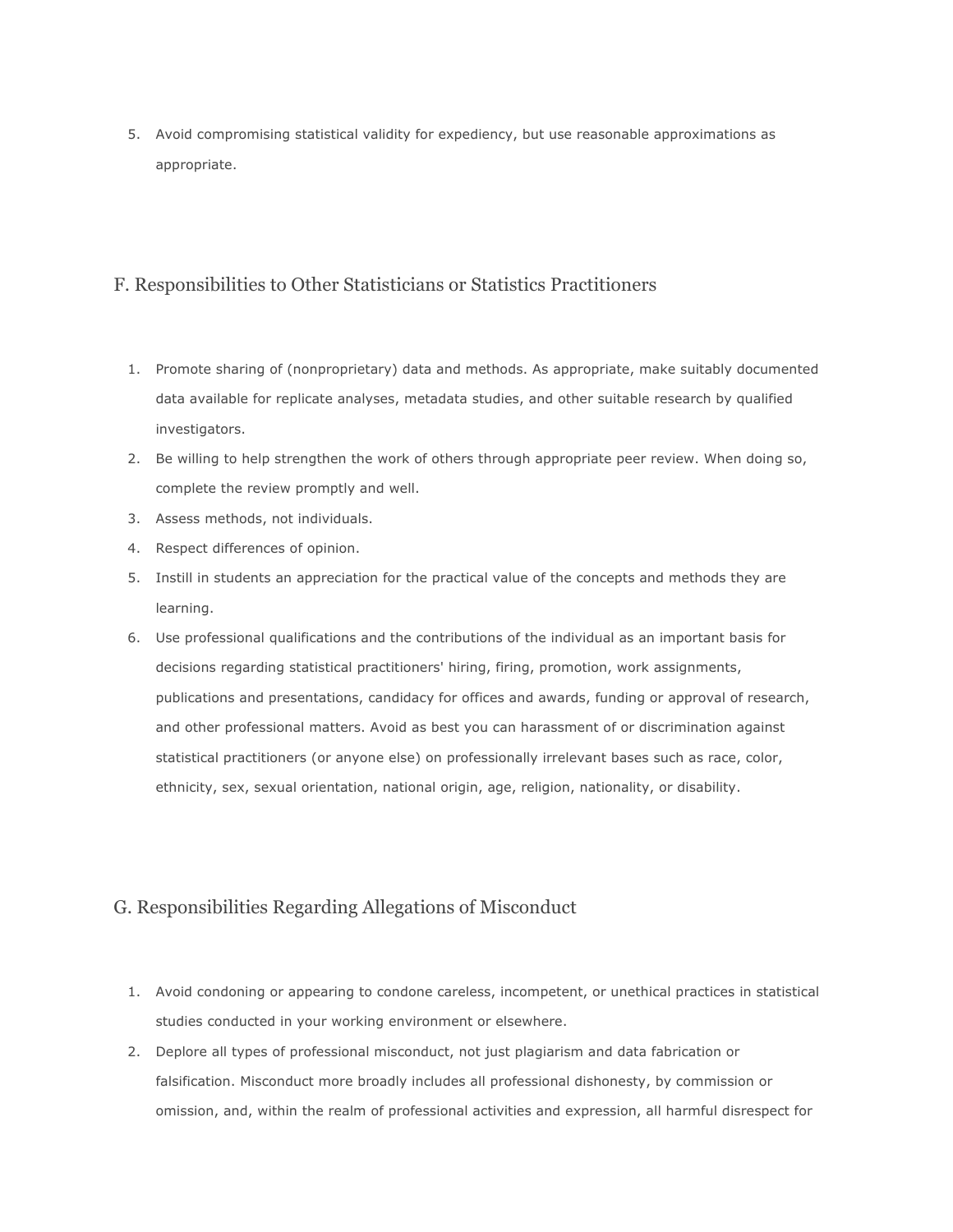5. Avoid compromising statistical validity for expediency, but use reasonable approximations as appropriate.

## F. Responsibilities to Other Statisticians or Statistics Practitioners

1. Promote sharing of (nonproprietary) data and methods. As appropriate, make suitably documented data available for replicate analyses, metadata studies, and other suitable research by qualified investigators.
2. Be willing to help strengthen the work of others through appropriate peer review. When doing so, complete the review promptly and well.
3. Assess methods, not individuals.
4. Respect differences of opinion.
5. Instill in students an appreciation for the practical value of the concepts and methods they are learning.
6. Use professional qualifications and the contributions of the individual as an important basis for decisions regarding statistical practitioners' hiring, firing, promotion, work assignments, publications and presentations, candidacy for offices and awards, funding or approval of research, and other professional matters. Avoid as best you can harassment of or discrimination against statistical practitioners (or anyone else) on professionally irrelevant bases such as race, color, ethnicity, sex, sexual orientation, national origin, age, religion, nationality, or disability.

## G. Responsibilities Regarding Allegations of Misconduct

1. Avoid condoning or appearing to condone careless, incompetent, or unethical practices in statistical studies conducted in your working environment or elsewhere.
2. Deplore all types of professional misconduct, not just plagiarism and data fabrication or falsification. Misconduct more broadly includes all professional dishonesty, by commission or omission, and, within the realm of professional activities and expression, all harmful disrespect for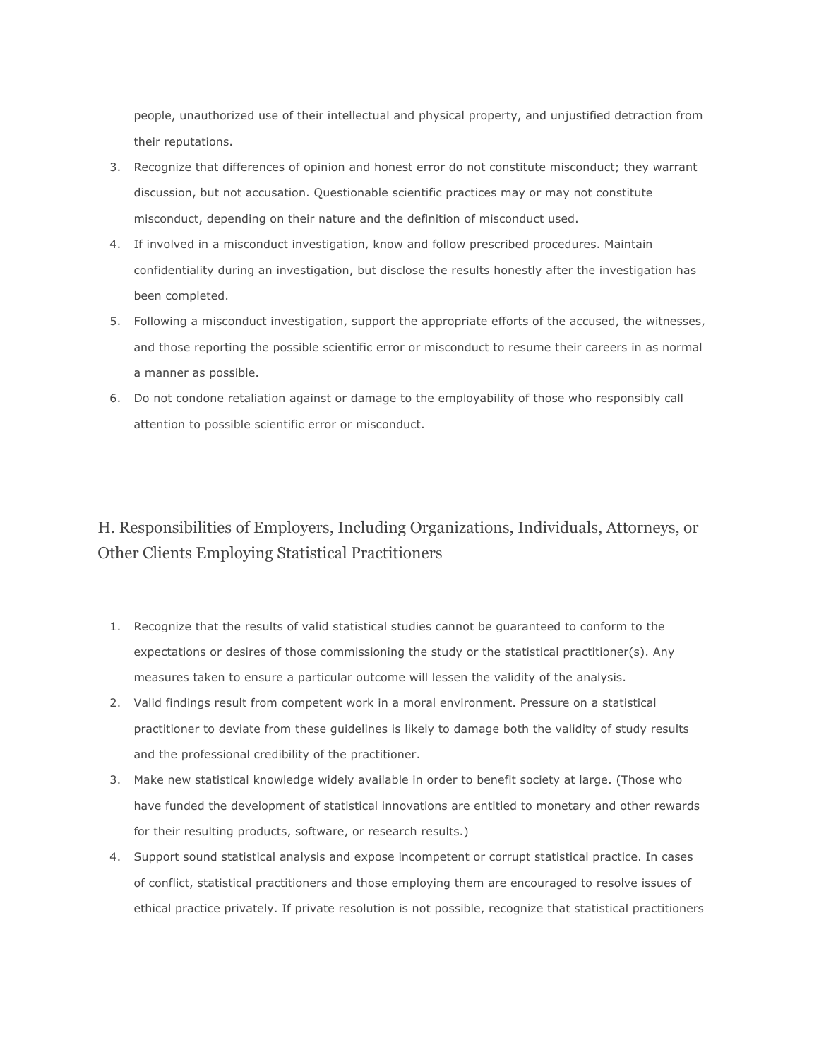people, unauthorized use of their intellectual and physical property, and unjustified detraction from their reputations.

3. Recognize that differences of opinion and honest error do not constitute misconduct; they warrant discussion, but not accusation. Questionable scientific practices may or may not constitute misconduct, depending on their nature and the definition of misconduct used.
4. If involved in a misconduct investigation, know and follow prescribed procedures. Maintain confidentiality during an investigation, but disclose the results honestly after the investigation has been completed.
5. Following a misconduct investigation, support the appropriate efforts of the accused, the witnesses, and those reporting the possible scientific error or misconduct to resume their careers in as normal a manner as possible.
6. Do not condone retaliation against or damage to the employability of those who responsibly call attention to possible scientific error or misconduct.

## H. Responsibilities of Employers, Including Organizations, Individuals, Attorneys, or Other Clients Employing Statistical Practitioners

1. Recognize that the results of valid statistical studies cannot be guaranteed to conform to the expectations or desires of those commissioning the study or the statistical practitioner(s). Any measures taken to ensure a particular outcome will lessen the validity of the analysis.
2. Valid findings result from competent work in a moral environment. Pressure on a statistical practitioner to deviate from these guidelines is likely to damage both the validity of study results and the professional credibility of the practitioner.
3. Make new statistical knowledge widely available in order to benefit society at large. (Those who have funded the development of statistical innovations are entitled to monetary and other rewards for their resulting products, software, or research results.)
4. Support sound statistical analysis and expose incompetent or corrupt statistical practice. In cases of conflict, statistical practitioners and those employing them are encouraged to resolve issues of ethical practice privately. If private resolution is not possible, recognize that statistical practitioners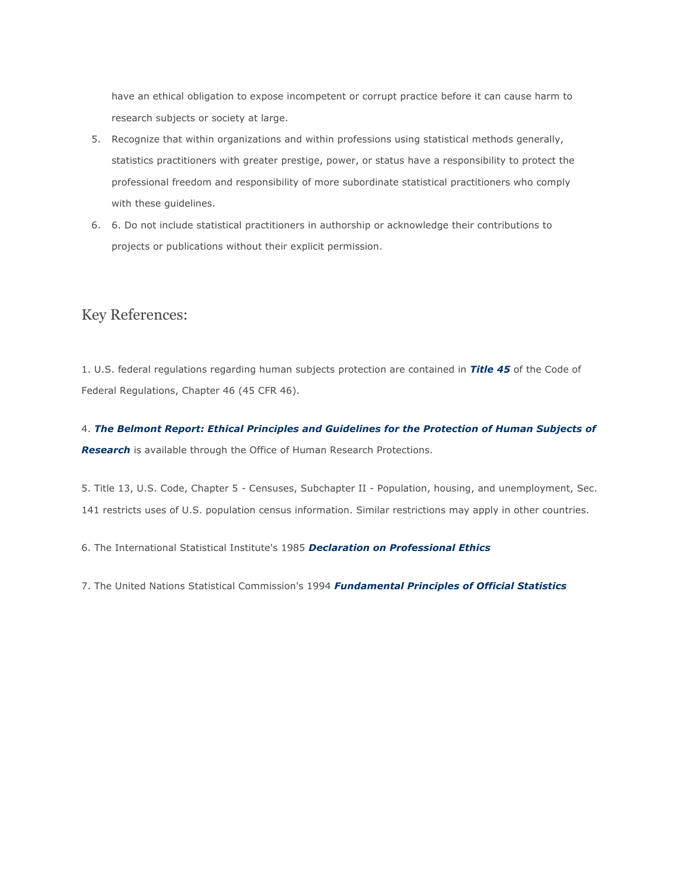have an ethical obligation to expose incompetent or corrupt practice before it can cause harm to research subjects or society at large.

5. Recognize that within organizations and within professions using statistical methods generally, statistics practitioners with greater prestige, power, or status have a responsibility to protect the professional freedom and responsibility of more subordinate statistical practitioners who comply with these guidelines.
6. 6. Do not include statistical practitioners in authorship or acknowledge their contributions to projects or publications without their explicit permission.

## Key References:

1. U.S. federal regulations regarding human subjects protection are contained in ***Title 45*** of the Code of Federal Regulations, Chapter 46 (45 CFR 46).

4. ***The Belmont Report: Ethical Principles and Guidelines for the Protection of Human Subjects of Research*** is available through the Office of Human Research Protections.

5. Title 13, U.S. Code, Chapter 5 - Censuses, Subchapter II - Population, housing, and unemployment, Sec. 141 restricts uses of U.S. population census information. Similar restrictions may apply in other countries.

6. The International Statistical Institute's 1985 ***Declaration on Professional Ethics***

7. The United Nations Statistical Commission's 1994 ***Fundamental Principles of Official Statistics***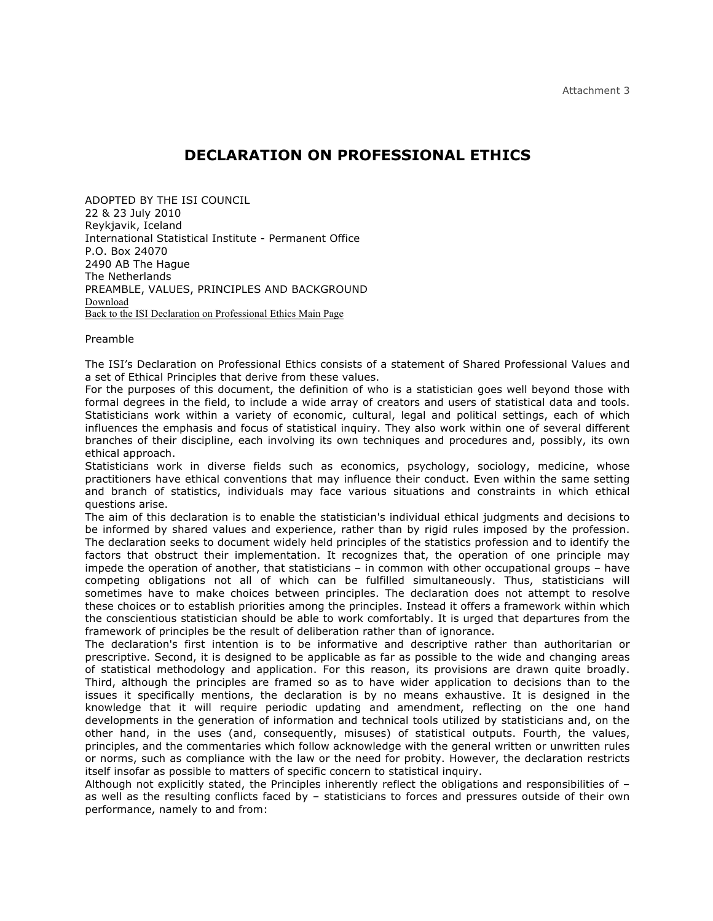Attachment 3

# DECLARATION ON PROFESSIONAL ETHICS

ADOPTED BY THE ISI COUNCIL
22 & 23 July 2010
Reykjavik, Iceland
International Statistical Institute - Permanent Office
P.O. Box 24070
2490 AB The Hague
The Netherlands
PREAMBLE, VALUES, PRINCIPLES AND BACKGROUND
Download
Back to the ISI Declaration on Professional Ethics Main Page

Preamble

The ISI's Declaration on Professional Ethics consists of a statement of Shared Professional Values and a set of Ethical Principles that derive from these values.
For the purposes of this document, the definition of who is a statistician goes well beyond those with formal degrees in the field, to include a wide array of creators and users of statistical data and tools. Statisticians work within a variety of economic, cultural, legal and political settings, each of which influences the emphasis and focus of statistical inquiry. They also work within one of several different branches of their discipline, each involving its own techniques and procedures and, possibly, its own ethical approach.
Statisticians work in diverse fields such as economics, psychology, sociology, medicine, whose practitioners have ethical conventions that may influence their conduct. Even within the same setting and branch of statistics, individuals may face various situations and constraints in which ethical questions arise.
The aim of this declaration is to enable the statistician's individual ethical judgments and decisions to be informed by shared values and experience, rather than by rigid rules imposed by the profession. The declaration seeks to document widely held principles of the statistics profession and to identify the factors that obstruct their implementation. It recognizes that, the operation of one principle may impede the operation of another, that statisticians – in common with other occupational groups – have competing obligations not all of which can be fulfilled simultaneously. Thus, statisticians will sometimes have to make choices between principles. The declaration does not attempt to resolve these choices or to establish priorities among the principles. Instead it offers a framework within which the conscientious statistician should be able to work comfortably. It is urged that departures from the framework of principles be the result of deliberation rather than of ignorance.
The declaration's first intention is to be informative and descriptive rather than authoritarian or prescriptive. Second, it is designed to be applicable as far as possible to the wide and changing areas of statistical methodology and application. For this reason, its provisions are drawn quite broadly. Third, although the principles are framed so as to have wider application to decisions than to the issues it specifically mentions, the declaration is by no means exhaustive. It is designed in the knowledge that it will require periodic updating and amendment, reflecting on the one hand developments in the generation of information and technical tools utilized by statisticians and, on the other hand, in the uses (and, consequently, misuses) of statistical outputs. Fourth, the values, principles, and the commentaries which follow acknowledge with the general written or unwritten rules or norms, such as compliance with the law or the need for probity. However, the declaration restricts itself insofar as possible to matters of specific concern to statistical inquiry.
Although not explicitly stated, the Principles inherently reflect the obligations and responsibilities of – as well as the resulting conflicts faced by – statisticians to forces and pressures outside of their own performance, namely to and from: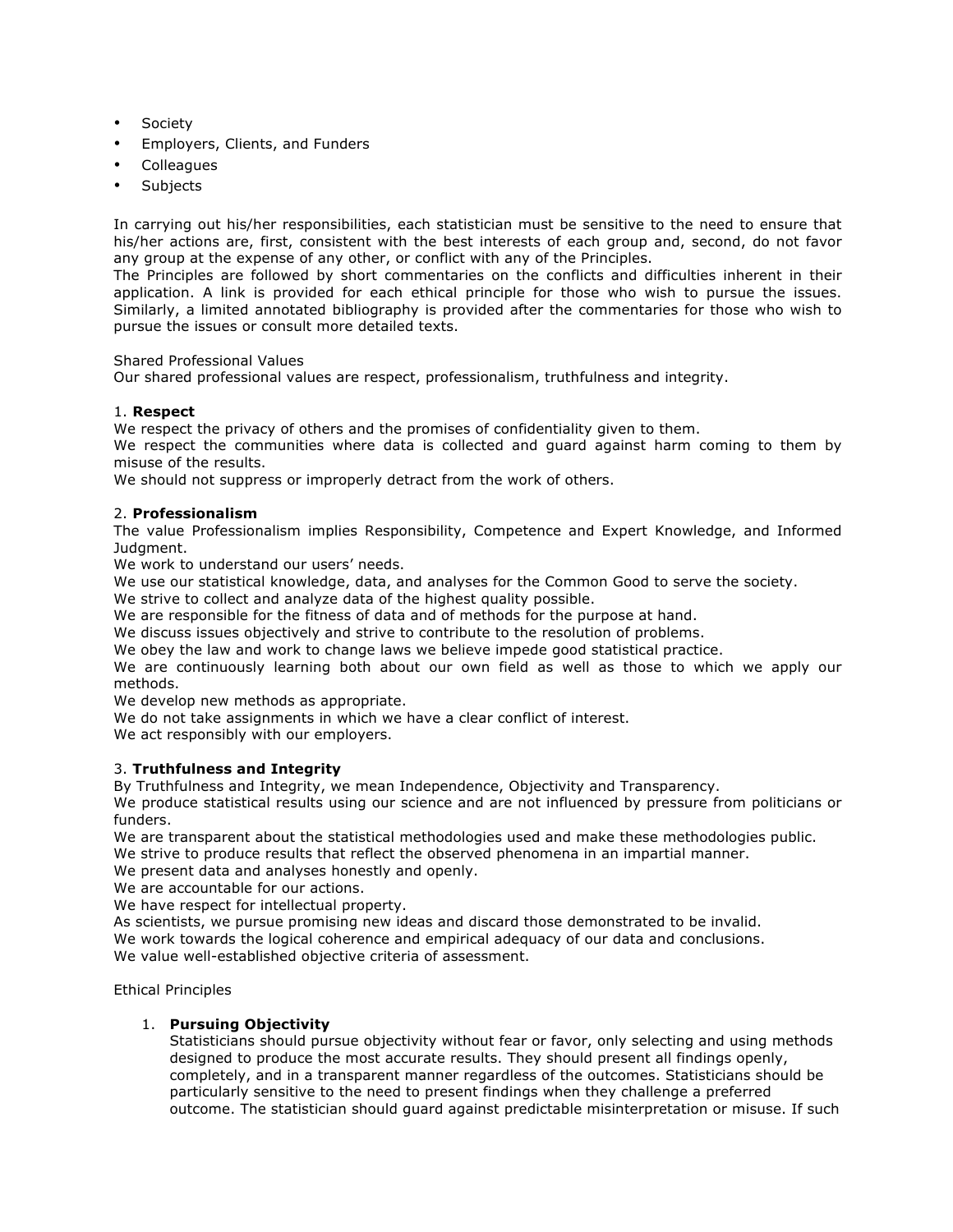- Society
- Employers, Clients, and Funders
- Colleagues
- Subjects

In carrying out his/her responsibilities, each statistician must be sensitive to the need to ensure that his/her actions are, first, consistent with the best interests of each group and, second, do not favor any group at the expense of any other, or conflict with any of the Principles.
The Principles are followed by short commentaries on the conflicts and difficulties inherent in their application. A link is provided for each ethical principle for those who wish to pursue the issues. Similarly, a limited annotated bibliography is provided after the commentaries for those who wish to pursue the issues or consult more detailed texts.

Shared Professional Values
Our shared professional values are respect, professionalism, truthfulness and integrity.

1. **Respect**
We respect the privacy of others and the promises of confidentiality given to them.
We respect the communities where data is collected and guard against harm coming to them by misuse of the results.
We should not suppress or improperly detract from the work of others.

2. **Professionalism**
The value Professionalism implies Responsibility, Competence and Expert Knowledge, and Informed Judgment.
We work to understand our users' needs.
We use our statistical knowledge, data, and analyses for the Common Good to serve the society.
We strive to collect and analyze data of the highest quality possible.
We are responsible for the fitness of data and of methods for the purpose at hand.
We discuss issues objectively and strive to contribute to the resolution of problems.
We obey the law and work to change laws we believe impede good statistical practice.
We are continuously learning both about our own field as well as those to which we apply our methods.
We develop new methods as appropriate.
We do not take assignments in which we have a clear conflict of interest.
We act responsibly with our employers.

3. **Truthfulness and Integrity**
By Truthfulness and Integrity, we mean Independence, Objectivity and Transparency.
We produce statistical results using our science and are not influenced by pressure from politicians or funders.
We are transparent about the statistical methodologies used and make these methodologies public.
We strive to produce results that reflect the observed phenomena in an impartial manner.
We present data and analyses honestly and openly.
We are accountable for our actions.
We have respect for intellectual property.
As scientists, we pursue promising new ideas and discard those demonstrated to be invalid.
We work towards the logical coherence and empirical adequacy of our data and conclusions.
We value well-established objective criteria of assessment.

Ethical Principles

1. **Pursuing Objectivity**
   Statisticians should pursue objectivity without fear or favor, only selecting and using methods designed to produce the most accurate results. They should present all findings openly, completely, and in a transparent manner regardless of the outcomes. Statisticians should be particularly sensitive to the need to present findings when they challenge a preferred outcome. The statistician should guard against predictable misinterpretation or misuse. If such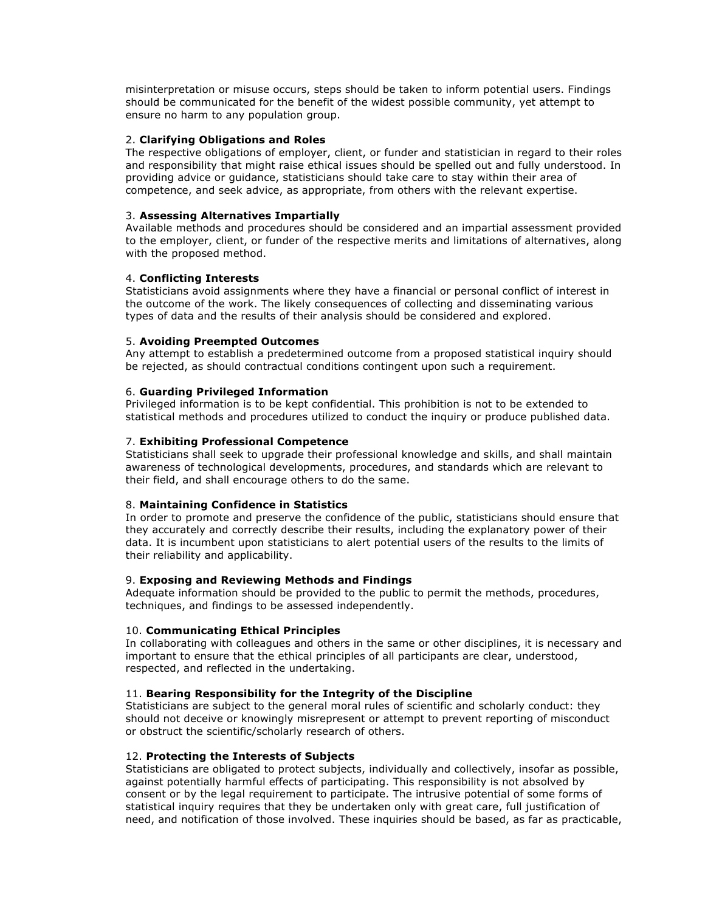misinterpretation or misuse occurs, steps should be taken to inform potential users. Findings should be communicated for the benefit of the widest possible community, yet attempt to ensure no harm to any population group.

2. **Clarifying Obligations and Roles**
The respective obligations of employer, client, or funder and statistician in regard to their roles and responsibility that might raise ethical issues should be spelled out and fully understood. In providing advice or guidance, statisticians should take care to stay within their area of competence, and seek advice, as appropriate, from others with the relevant expertise.

3. **Assessing Alternatives Impartially**
Available methods and procedures should be considered and an impartial assessment provided to the employer, client, or funder of the respective merits and limitations of alternatives, along with the proposed method.

4. **Conflicting Interests**
Statisticians avoid assignments where they have a financial or personal conflict of interest in the outcome of the work. The likely consequences of collecting and disseminating various types of data and the results of their analysis should be considered and explored.

5. **Avoiding Preempted Outcomes**
Any attempt to establish a predetermined outcome from a proposed statistical inquiry should be rejected, as should contractual conditions contingent upon such a requirement.

6. **Guarding Privileged Information**
Privileged information is to be kept confidential. This prohibition is not to be extended to statistical methods and procedures utilized to conduct the inquiry or produce published data.

7. **Exhibiting Professional Competence**
Statisticians shall seek to upgrade their professional knowledge and skills, and shall maintain awareness of technological developments, procedures, and standards which are relevant to their field, and shall encourage others to do the same.

8. **Maintaining Confidence in Statistics**
In order to promote and preserve the confidence of the public, statisticians should ensure that they accurately and correctly describe their results, including the explanatory power of their data. It is incumbent upon statisticians to alert potential users of the results to the limits of their reliability and applicability.

9. **Exposing and Reviewing Methods and Findings**
Adequate information should be provided to the public to permit the methods, procedures, techniques, and findings to be assessed independently.

10. **Communicating Ethical Principles**
In collaborating with colleagues and others in the same or other disciplines, it is necessary and important to ensure that the ethical principles of all participants are clear, understood, respected, and reflected in the undertaking.

11. **Bearing Responsibility for the Integrity of the Discipline**
Statisticians are subject to the general moral rules of scientific and scholarly conduct: they should not deceive or knowingly misrepresent or attempt to prevent reporting of misconduct or obstruct the scientific/scholarly research of others.

12. **Protecting the Interests of Subjects**
Statisticians are obligated to protect subjects, individually and collectively, insofar as possible, against potentially harmful effects of participating. This responsibility is not absolved by consent or by the legal requirement to participate. The intrusive potential of some forms of statistical inquiry requires that they be undertaken only with great care, full justification of need, and notification of those involved. These inquiries should be based, as far as practicable,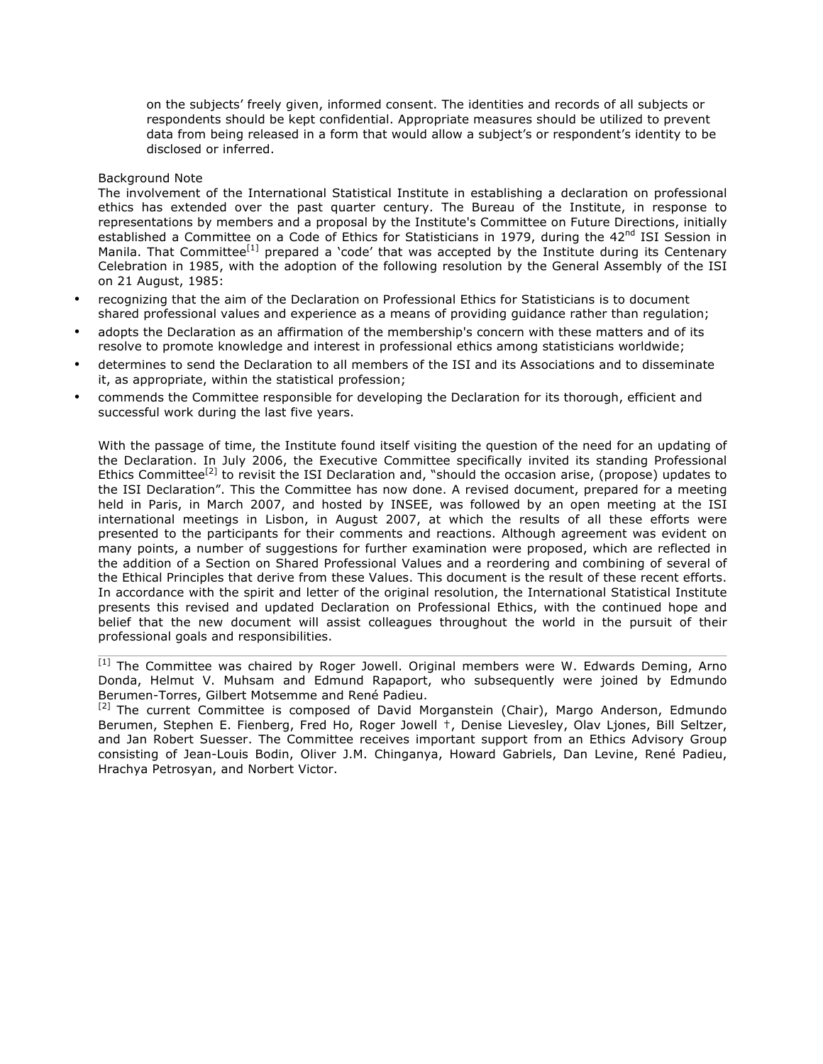on the subjects' freely given, informed consent. The identities and records of all subjects or respondents should be kept confidential. Appropriate measures should be utilized to prevent data from being released in a form that would allow a subject's or respondent's identity to be disclosed or inferred.

Background Note

The involvement of the International Statistical Institute in establishing a declaration on professional ethics has extended over the past quarter century. The Bureau of the Institute, in response to representations by members and a proposal by the Institute's Committee on Future Directions, initially established a Committee on a Code of Ethics for Statisticians in 1979, during the 42nd ISI Session in Manila. That Committee[1] prepared a 'code' that was accepted by the Institute during its Centenary Celebration in 1985, with the adoption of the following resolution by the General Assembly of the ISI on 21 August, 1985:

- recognizing that the aim of the Declaration on Professional Ethics for Statisticians is to document shared professional values and experience as a means of providing guidance rather than regulation;
- adopts the Declaration as an affirmation of the membership's concern with these matters and of its resolve to promote knowledge and interest in professional ethics among statisticians worldwide;
- determines to send the Declaration to all members of the ISI and its Associations and to disseminate it, as appropriate, within the statistical profession;
- commends the Committee responsible for developing the Declaration for its thorough, efficient and successful work during the last five years.

With the passage of time, the Institute found itself visiting the question of the need for an updating of the Declaration. In July 2006, the Executive Committee specifically invited its standing Professional Ethics Committee[2] to revisit the ISI Declaration and, "should the occasion arise, (propose) updates to the ISI Declaration". This the Committee has now done. A revised document, prepared for a meeting held in Paris, in March 2007, and hosted by INSEE, was followed by an open meeting at the ISI international meetings in Lisbon, in August 2007, at which the results of all these efforts were presented to the participants for their comments and reactions. Although agreement was evident on many points, a number of suggestions for further examination were proposed, which are reflected in the addition of a Section on Shared Professional Values and a reordering and combining of several of the Ethical Principles that derive from these Values. This document is the result of these recent efforts. In accordance with the spirit and letter of the original resolution, the International Statistical Institute presents this revised and updated Declaration on Professional Ethics, with the continued hope and belief that the new document will assist colleagues throughout the world in the pursuit of their professional goals and responsibilities.

---

[1] The Committee was chaired by Roger Jowell. Original members were W. Edwards Deming, Arno Donda, Helmut V. Muhsam and Edmund Rapaport, who subsequently were joined by Edmundo Berumen-Torres, Gilbert Motsemme and René Padieu.

[2] The current Committee is composed of David Morganstein (Chair), Margo Anderson, Edmundo Berumen, Stephen E. Fienberg, Fred Ho, Roger Jowell †, Denise Lievesley, Olav Ljones, Bill Seltzer, and Jan Robert Suesser. The Committee receives important support from an Ethics Advisory Group consisting of Jean-Louis Bodin, Oliver J.M. Chinganya, Howard Gabriels, Dan Levine, René Padieu, Hrachya Petrosyan, and Norbert Victor.